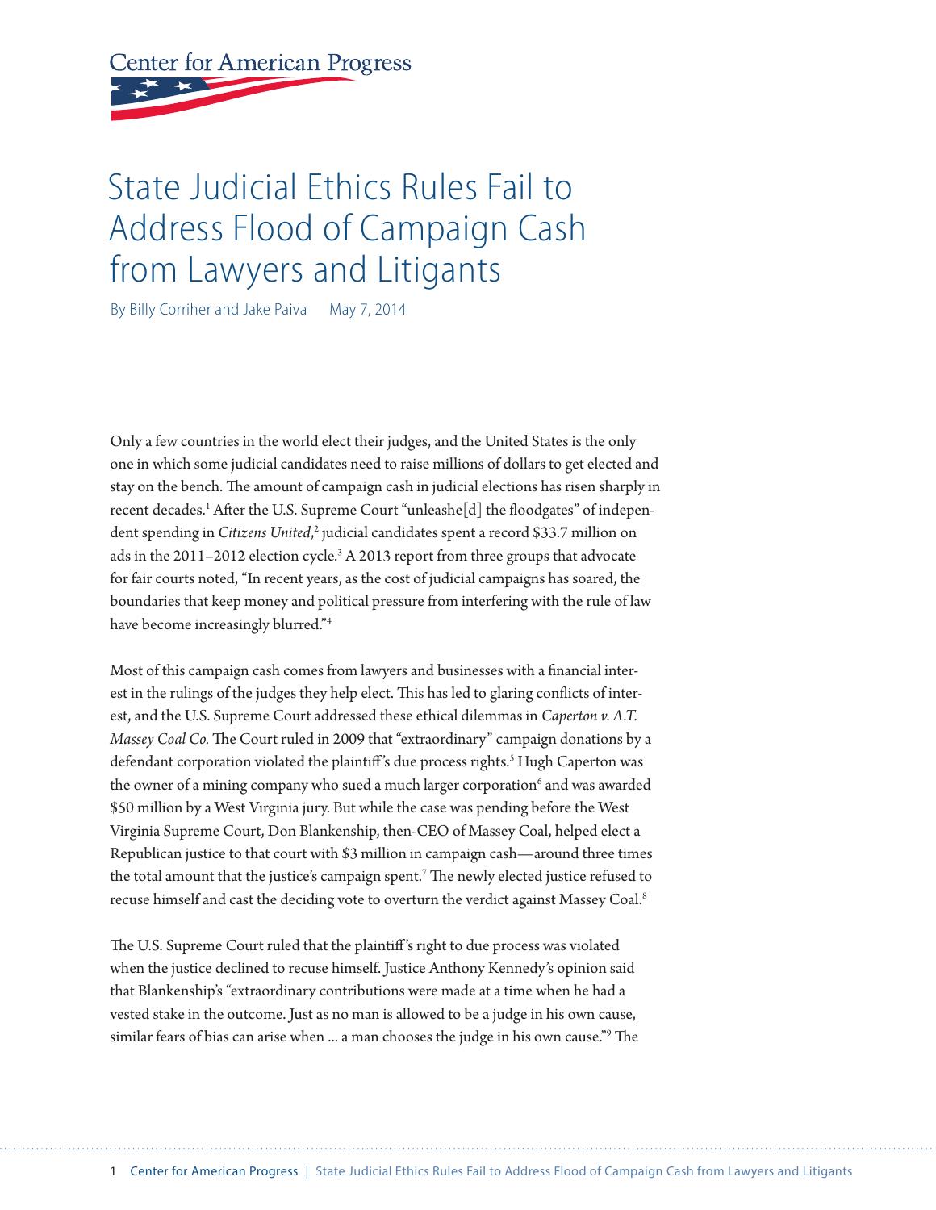Center for American Progress

# State Judicial Ethics Rules Fail to Address Flood of Campaign Cash from Lawyers and Litigants

By Billy Corriher and Jake Paiva May 7, 2014

Only a few countries in the world elect their judges, and the United States is the only one in which some judicial candidates need to raise millions of dollars to get elected and stay on the bench. The amount of campaign cash in judicial elections has risen sharply in recent decades.[1] After the U.S. Supreme Court "unleashe[d] the floodgates" of independent spending in *Citizens United*,[2] judicial candidates spent a record $33.7 million on ads in the 2011–2012 election cycle.[3] A 2013 report from three groups that advocate for fair courts noted, "In recent years, as the cost of judicial campaigns has soared, the boundaries that keep money and political pressure from interfering with the rule of law have become increasingly blurred."[4]

Most of this campaign cash comes from lawyers and businesses with a financial interest in the rulings of the judges they help elect. This has led to glaring conflicts of interest, and the U.S. Supreme Court addressed these ethical dilemmas in *Caperton v. A.T. Massey Coal Co.* The Court ruled in 2009 that "extraordinary" campaign donations by a defendant corporation violated the plaintiff's due process rights.[5] Hugh Caperton was the owner of a mining company who sued a much larger corporation[6] and was awarded $50 million by a West Virginia jury. But while the case was pending before the West Virginia Supreme Court, Don Blankenship, then-CEO of Massey Coal, helped elect a Republican justice to that court with $3 million in campaign cash—around three times the total amount that the justice's campaign spent.[7] The newly elected justice refused to recuse himself and cast the deciding vote to overturn the verdict against Massey Coal.[8]

The U.S. Supreme Court ruled that the plaintiff's right to due process was violated when the justice declined to recuse himself. Justice Anthony Kennedy's opinion said that Blankenship's "extraordinary contributions were made at a time when he had a vested stake in the outcome. Just as no man is allowed to be a judge in his own cause, similar fears of bias can arise when ... a man chooses the judge in his own cause."[9] The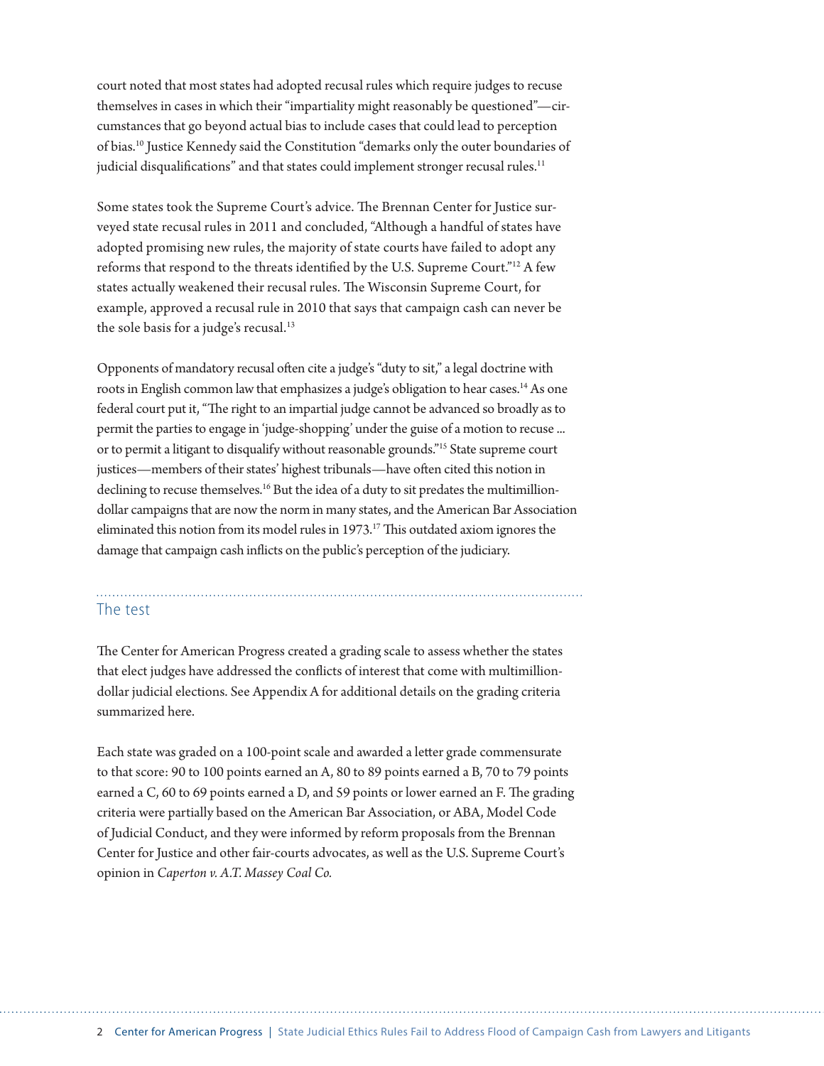court noted that most states had adopted recusal rules which require judges to recuse themselves in cases in which their "impartiality might reasonably be questioned"—circumstances that go beyond actual bias to include cases that could lead to perception of bias.[10] Justice Kennedy said the Constitution "demarks only the outer boundaries of judicial disqualifications" and that states could implement stronger recusal rules.[11]

Some states took the Supreme Court's advice. The Brennan Center for Justice surveyed state recusal rules in 2011 and concluded, "Although a handful of states have adopted promising new rules, the majority of state courts have failed to adopt any reforms that respond to the threats identified by the U.S. Supreme Court."[12] A few states actually weakened their recusal rules. The Wisconsin Supreme Court, for example, approved a recusal rule in 2010 that says that campaign cash can never be the sole basis for a judge's recusal.[13]

Opponents of mandatory recusal often cite a judge's "duty to sit," a legal doctrine with roots in English common law that emphasizes a judge's obligation to hear cases.[14] As one federal court put it, "The right to an impartial judge cannot be advanced so broadly as to permit the parties to engage in 'judge-shopping' under the guise of a motion to recuse ... or to permit a litigant to disqualify without reasonable grounds."[15] State supreme court justices—members of their states' highest tribunals—have often cited this notion in declining to recuse themselves.[16] But the idea of a duty to sit predates the multimillion-dollar campaigns that are now the norm in many states, and the American Bar Association eliminated this notion from its model rules in 1973.[17] This outdated axiom ignores the damage that campaign cash inflicts on the public's perception of the judiciary.

## The test

The Center for American Progress created a grading scale to assess whether the states that elect judges have addressed the conflicts of interest that come with multimillion-dollar judicial elections. See Appendix A for additional details on the grading criteria summarized here.

Each state was graded on a 100-point scale and awarded a letter grade commensurate to that score: 90 to 100 points earned an A, 80 to 89 points earned a B, 70 to 79 points earned a C, 60 to 69 points earned a D, and 59 points or lower earned an F. The grading criteria were partially based on the American Bar Association, or ABA, Model Code of Judicial Conduct, and they were informed by reform proposals from the Brennan Center for Justice and other fair-courts advocates, as well as the U.S. Supreme Court's opinion in *Caperton v. A.T. Massey Coal Co.*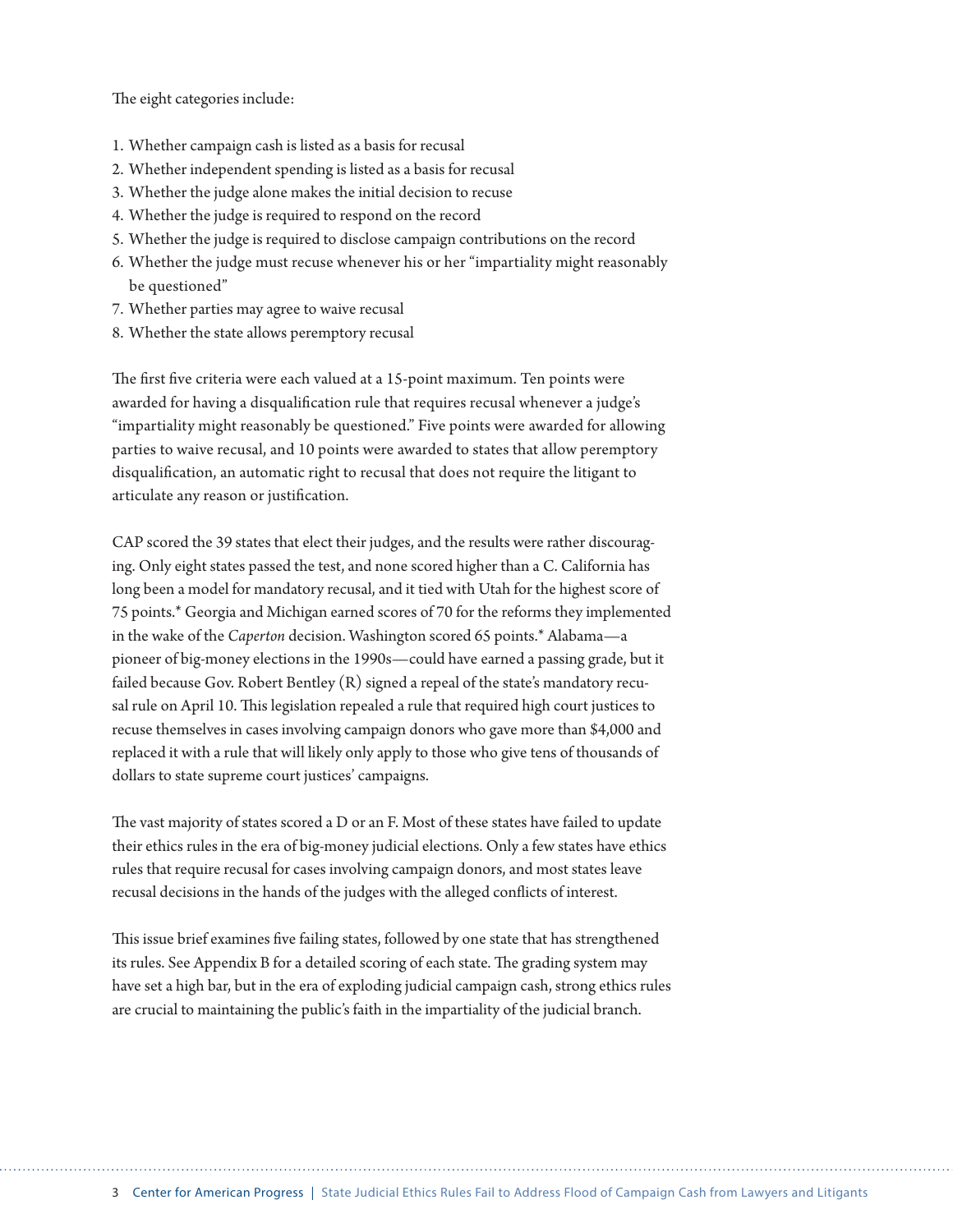The eight categories include:

1. Whether campaign cash is listed as a basis for recusal
2. Whether independent spending is listed as a basis for recusal
3. Whether the judge alone makes the initial decision to recuse
4. Whether the judge is required to respond on the record
5. Whether the judge is required to disclose campaign contributions on the record
6. Whether the judge must recuse whenever his or her "impartiality might reasonably be questioned"
7. Whether parties may agree to waive recusal
8. Whether the state allows peremptory recusal

The first five criteria were each valued at a 15-point maximum. Ten points were awarded for having a disqualification rule that requires recusal whenever a judge's "impartiality might reasonably be questioned." Five points were awarded for allowing parties to waive recusal, and 10 points were awarded to states that allow peremptory disqualification, an automatic right to recusal that does not require the litigant to articulate any reason or justification.

CAP scored the 39 states that elect their judges, and the results were rather discouraging. Only eight states passed the test, and none scored higher than a C. California has long been a model for mandatory recusal, and it tied with Utah for the highest score of 75 points.* Georgia and Michigan earned scores of 70 for the reforms they implemented in the wake of the *Caperton* decision. Washington scored 65 points.* Alabama—a pioneer of big-money elections in the 1990s—could have earned a passing grade, but it failed because Gov. Robert Bentley (R) signed a repeal of the state's mandatory recusal rule on April 10. This legislation repealed a rule that required high court justices to recuse themselves in cases involving campaign donors who gave more than $4,000 and replaced it with a rule that will likely only apply to those who give tens of thousands of dollars to state supreme court justices' campaigns.

The vast majority of states scored a D or an F. Most of these states have failed to update their ethics rules in the era of big-money judicial elections. Only a few states have ethics rules that require recusal for cases involving campaign donors, and most states leave recusal decisions in the hands of the judges with the alleged conflicts of interest.

This issue brief examines five failing states, followed by one state that has strengthened its rules. See Appendix B for a detailed scoring of each state. The grading system may have set a high bar, but in the era of exploding judicial campaign cash, strong ethics rules are crucial to maintaining the public's faith in the impartiality of the judicial branch.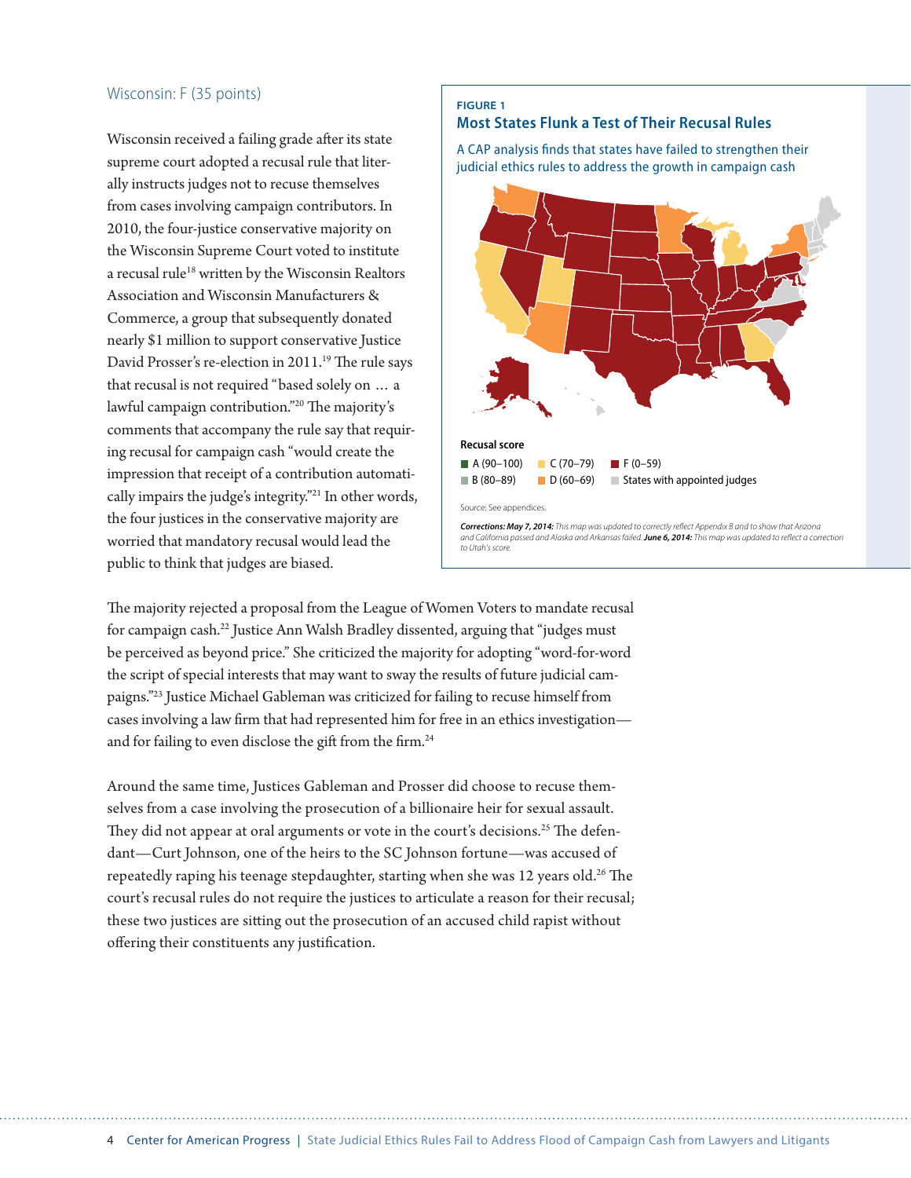## Wisconsin: F (35 points)

Wisconsin received a failing grade after its state supreme court adopted a recusal rule that literally instructs judges not to recuse themselves from cases involving campaign contributors. In 2010, the four-justice conservative majority on the Wisconsin Supreme Court voted to institute a recusal rule[18] written by the Wisconsin Realtors Association and Wisconsin Manufacturers & Commerce, a group that subsequently donated nearly $1 million to support conservative Justice David Prosser's re-election in 2011.[19] The rule says that recusal is not required "based solely on … a lawful campaign contribution."[20] The majority's comments that accompany the rule say that requiring recusal for campaign cash "would create the impression that receipt of a contribution automatically impairs the judge's integrity."[21] In other words, the four justices in the conservative majority are worried that mandatory recusal would lead the public to think that judges are biased.

**FIGURE 1**

**Most States Flunk a Test of Their Recusal Rules**

A CAP analysis finds that states have failed to strengthen their judicial ethics rules to address the growth in campaign cash

**Recusal score**

- A (90–100)
- B (80–89)
- C (70–79)
- D (60–69)
- F (0–59)
- States with appointed judges

Source: See appendices.

***Corrections: May 7, 2014:*** *This map was updated to correctly reflect Appendix B and to show that Arizona and California passed and Alaska and Arkansas failed.* ***June 6, 2014:*** *This map was updated to reflect a correction to Utah's score.*

The majority rejected a proposal from the League of Women Voters to mandate recusal for campaign cash.[22] Justice Ann Walsh Bradley dissented, arguing that "judges must be perceived as beyond price." She criticized the majority for adopting "word-for-word the script of special interests that may want to sway the results of future judicial campaigns."[23] Justice Michael Gableman was criticized for failing to recuse himself from cases involving a law firm that had represented him for free in an ethics investigation—and for failing to even disclose the gift from the firm.[24]

Around the same time, Justices Gableman and Prosser did choose to recuse themselves from a case involving the prosecution of a billionaire heir for sexual assault. They did not appear at oral arguments or vote in the court's decisions.[25] The defendant—Curt Johnson, one of the heirs to the SC Johnson fortune—was accused of repeatedly raping his teenage stepdaughter, starting when she was 12 years old.[26] The court's recusal rules do not require the justices to articulate a reason for their recusal; these two justices are sitting out the prosecution of an accused child rapist without offering their constituents any justification.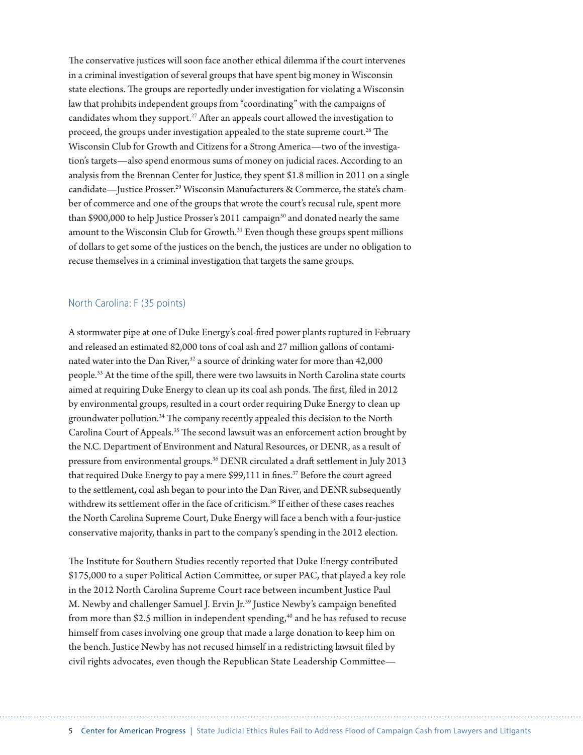The conservative justices will soon face another ethical dilemma if the court intervenes in a criminal investigation of several groups that have spent big money in Wisconsin state elections. The groups are reportedly under investigation for violating a Wisconsin law that prohibits independent groups from "coordinating" with the campaigns of candidates whom they support.[27] After an appeals court allowed the investigation to proceed, the groups under investigation appealed to the state supreme court.[28] The Wisconsin Club for Growth and Citizens for a Strong America—two of the investigation's targets—also spend enormous sums of money on judicial races. According to an analysis from the Brennan Center for Justice, they spent $1.8 million in 2011 on a single candidate—Justice Prosser.[29] Wisconsin Manufacturers & Commerce, the state's chamber of commerce and one of the groups that wrote the court's recusal rule, spent more than $900,000 to help Justice Prosser's 2011 campaign[30] and donated nearly the same amount to the Wisconsin Club for Growth.[31] Even though these groups spent millions of dollars to get some of the justices on the bench, the justices are under no obligation to recuse themselves in a criminal investigation that targets the same groups.

### North Carolina: F (35 points)

A stormwater pipe at one of Duke Energy's coal-fired power plants ruptured in February and released an estimated 82,000 tons of coal ash and 27 million gallons of contaminated water into the Dan River,[32] a source of drinking water for more than 42,000 people.[33] At the time of the spill, there were two lawsuits in North Carolina state courts aimed at requiring Duke Energy to clean up its coal ash ponds. The first, filed in 2012 by environmental groups, resulted in a court order requiring Duke Energy to clean up groundwater pollution.[34] The company recently appealed this decision to the North Carolina Court of Appeals.[35] The second lawsuit was an enforcement action brought by the N.C. Department of Environment and Natural Resources, or DENR, as a result of pressure from environmental groups.[36] DENR circulated a draft settlement in July 2013 that required Duke Energy to pay a mere $99,111 in fines.[37] Before the court agreed to the settlement, coal ash began to pour into the Dan River, and DENR subsequently withdrew its settlement offer in the face of criticism.[38] If either of these cases reaches the North Carolina Supreme Court, Duke Energy will face a bench with a four-justice conservative majority, thanks in part to the company's spending in the 2012 election.

The Institute for Southern Studies recently reported that Duke Energy contributed $175,000 to a super Political Action Committee, or super PAC, that played a key role in the 2012 North Carolina Supreme Court race between incumbent Justice Paul M. Newby and challenger Samuel J. Ervin Jr.[39] Justice Newby's campaign benefited from more than $2.5 million in independent spending,[40] and he has refused to recuse himself from cases involving one group that made a large donation to keep him on the bench. Justice Newby has not recused himself in a redistricting lawsuit filed by civil rights advocates, even though the Republican State Leadership Committee—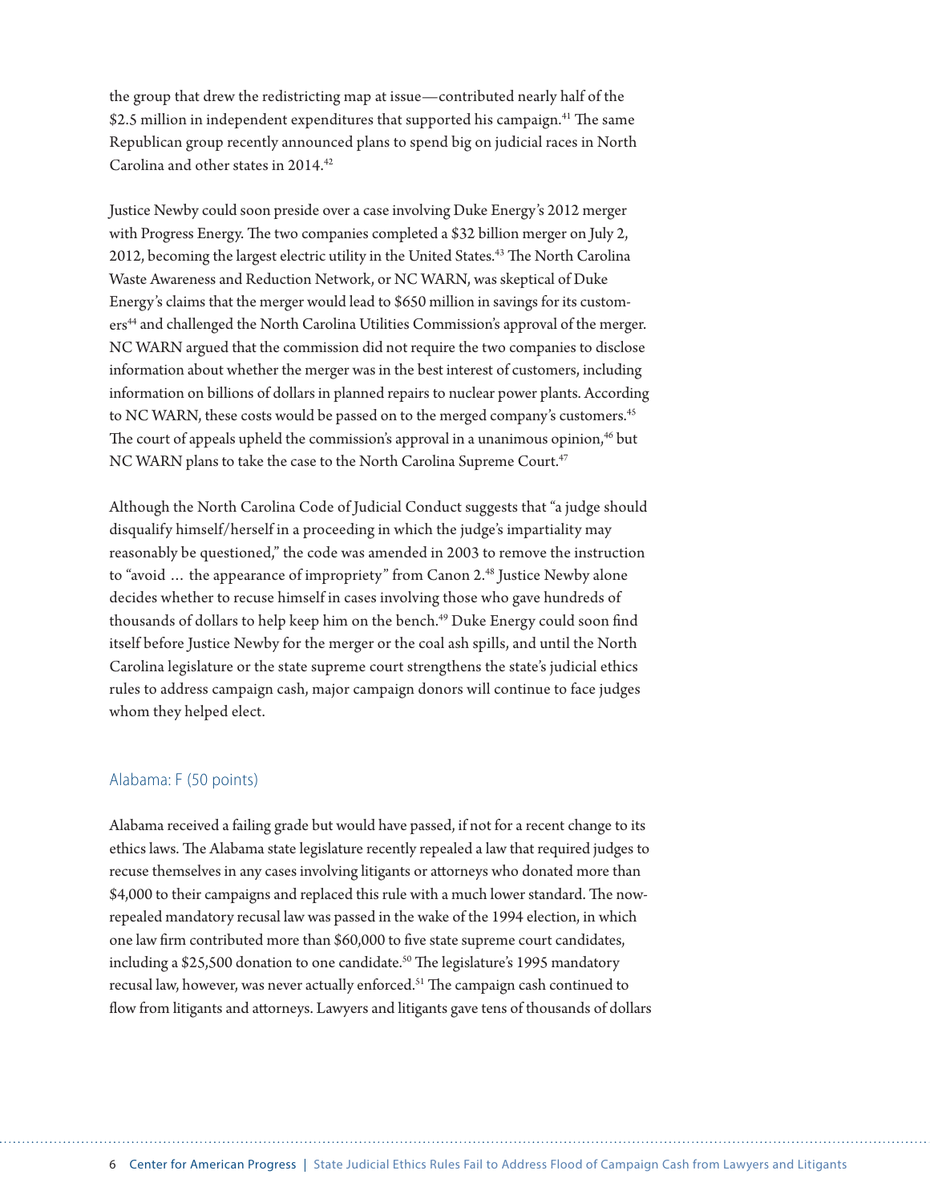the group that drew the redistricting map at issue—contributed nearly half of the $2.5 million in independent expenditures that supported his campaign.[41] The same Republican group recently announced plans to spend big on judicial races in North Carolina and other states in 2014.[42]

Justice Newby could soon preside over a case involving Duke Energy's 2012 merger with Progress Energy. The two companies completed a $32 billion merger on July 2, 2012, becoming the largest electric utility in the United States.[43] The North Carolina Waste Awareness and Reduction Network, or NC WARN, was skeptical of Duke Energy's claims that the merger would lead to $650 million in savings for its customers[44] and challenged the North Carolina Utilities Commission's approval of the merger. NC WARN argued that the commission did not require the two companies to disclose information about whether the merger was in the best interest of customers, including information on billions of dollars in planned repairs to nuclear power plants. According to NC WARN, these costs would be passed on to the merged company's customers.[45] The court of appeals upheld the commission's approval in a unanimous opinion,[46] but NC WARN plans to take the case to the North Carolina Supreme Court.[47]

Although the North Carolina Code of Judicial Conduct suggests that "a judge should disqualify himself/herself in a proceeding in which the judge's impartiality may reasonably be questioned," the code was amended in 2003 to remove the instruction to "avoid … the appearance of impropriety" from Canon 2.[48] Justice Newby alone decides whether to recuse himself in cases involving those who gave hundreds of thousands of dollars to help keep him on the bench.[49] Duke Energy could soon find itself before Justice Newby for the merger or the coal ash spills, and until the North Carolina legislature or the state supreme court strengthens the state's judicial ethics rules to address campaign cash, major campaign donors will continue to face judges whom they helped elect.

## Alabama: F (50 points)

Alabama received a failing grade but would have passed, if not for a recent change to its ethics laws. The Alabama state legislature recently repealed a law that required judges to recuse themselves in any cases involving litigants or attorneys who donated more than $4,000 to their campaigns and replaced this rule with a much lower standard. The now-repealed mandatory recusal law was passed in the wake of the 1994 election, in which one law firm contributed more than $60,000 to five state supreme court candidates, including a $25,500 donation to one candidate.[50] The legislature's 1995 mandatory recusal law, however, was never actually enforced.[51] The campaign cash continued to flow from litigants and attorneys. Lawyers and litigants gave tens of thousands of dollars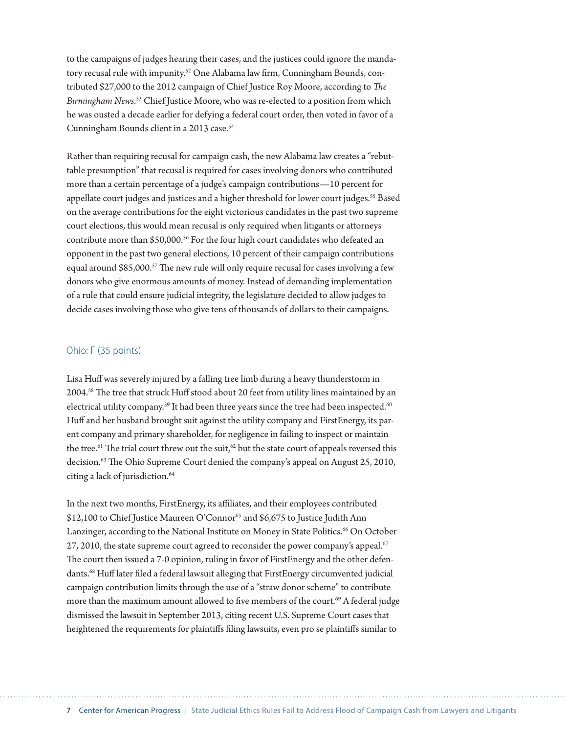to the campaigns of judges hearing their cases, and the justices could ignore the mandatory recusal rule with impunity.[52] One Alabama law firm, Cunningham Bounds, contributed $27,000 to the 2012 campaign of Chief Justice Roy Moore, according to *The Birmingham News*.[53] Chief Justice Moore, who was re-elected to a position from which he was ousted a decade earlier for defying a federal court order, then voted in favor of a Cunningham Bounds client in a 2013 case.[54]

Rather than requiring recusal for campaign cash, the new Alabama law creates a "rebuttable presumption" that recusal is required for cases involving donors who contributed more than a certain percentage of a judge's campaign contributions—10 percent for appellate court judges and justices and a higher threshold for lower court judges.[55] Based on the average contributions for the eight victorious candidates in the past two supreme court elections, this would mean recusal is only required when litigants or attorneys contribute more than $50,000.[56] For the four high court candidates who defeated an opponent in the past two general elections, 10 percent of their campaign contributions equal around $85,000.[57] The new rule will only require recusal for cases involving a few donors who give enormous amounts of money. Instead of demanding implementation of a rule that could ensure judicial integrity, the legislature decided to allow judges to decide cases involving those who give tens of thousands of dollars to their campaigns.

## Ohio: F (35 points)

Lisa Huff was severely injured by a falling tree limb during a heavy thunderstorm in 2004.[58] The tree that struck Huff stood about 20 feet from utility lines maintained by an electrical utility company.[59] It had been three years since the tree had been inspected.[60] Huff and her husband brought suit against the utility company and FirstEnergy, its parent company and primary shareholder, for negligence in failing to inspect or maintain the tree.[61] The trial court threw out the suit,[62] but the state court of appeals reversed this decision.[63] The Ohio Supreme Court denied the company's appeal on August 25, 2010, citing a lack of jurisdiction.[64]

In the next two months, FirstEnergy, its affiliates, and their employees contributed $12,100 to Chief Justice Maureen O'Connor[65] and $6,675 to Justice Judith Ann Lanzinger, according to the National Institute on Money in State Politics.[66] On October 27, 2010, the state supreme court agreed to reconsider the power company's appeal.[67] The court then issued a 7-0 opinion, ruling in favor of FirstEnergy and the other defendants.[68] Huff later filed a federal lawsuit alleging that FirstEnergy circumvented judicial campaign contribution limits through the use of a "straw donor scheme" to contribute more than the maximum amount allowed to five members of the court.[69] A federal judge dismissed the lawsuit in September 2013, citing recent U.S. Supreme Court cases that heightened the requirements for plaintiffs filing lawsuits, even pro se plaintiffs similar to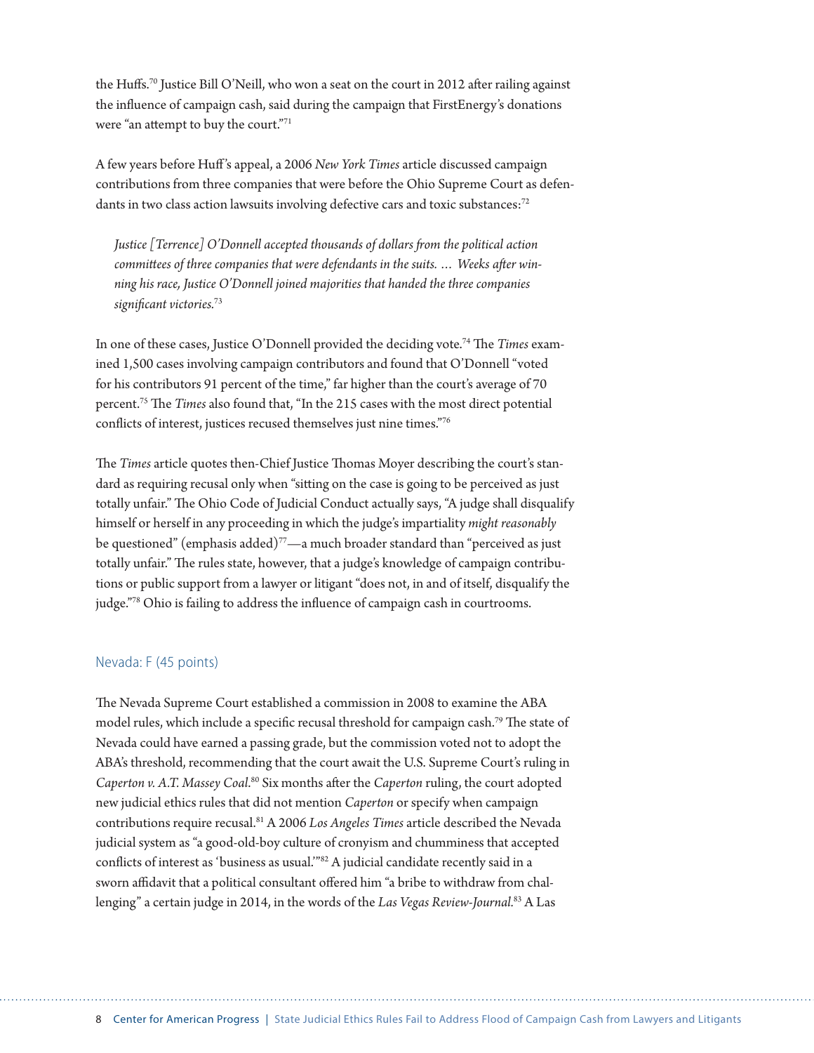the Huffs.[70] Justice Bill O'Neill, who won a seat on the court in 2012 after railing against the influence of campaign cash, said during the campaign that FirstEnergy's donations were "an attempt to buy the court."[71]

A few years before Huff's appeal, a 2006 *New York Times* article discussed campaign contributions from three companies that were before the Ohio Supreme Court as defendants in two class action lawsuits involving defective cars and toxic substances:[72]

> *Justice [Terrence] O'Donnell accepted thousands of dollars from the political action committees of three companies that were defendants in the suits. … Weeks after winning his race, Justice O'Donnell joined majorities that handed the three companies significant victories.*[73]

In one of these cases, Justice O'Donnell provided the deciding vote.[74] The *Times* examined 1,500 cases involving campaign contributors and found that O'Donnell "voted for his contributors 91 percent of the time," far higher than the court's average of 70 percent.[75] The *Times* also found that, "In the 215 cases with the most direct potential conflicts of interest, justices recused themselves just nine times."[76]

The *Times* article quotes then-Chief Justice Thomas Moyer describing the court's standard as requiring recusal only when "sitting on the case is going to be perceived as just totally unfair." The Ohio Code of Judicial Conduct actually says, "A judge shall disqualify himself or herself in any proceeding in which the judge's impartiality *might reasonably* be questioned" (emphasis added)[77]—a much broader standard than "perceived as just totally unfair." The rules state, however, that a judge's knowledge of campaign contributions or public support from a lawyer or litigant "does not, in and of itself, disqualify the judge."[78] Ohio is failing to address the influence of campaign cash in courtrooms.

## Nevada: F (45 points)

The Nevada Supreme Court established a commission in 2008 to examine the ABA model rules, which include a specific recusal threshold for campaign cash.[79] The state of Nevada could have earned a passing grade, but the commission voted not to adopt the ABA's threshold, recommending that the court await the U.S. Supreme Court's ruling in *Caperton v. A.T. Massey Coal*.[80] Six months after the *Caperton* ruling, the court adopted new judicial ethics rules that did not mention *Caperton* or specify when campaign contributions require recusal.[81] A 2006 *Los Angeles Times* article described the Nevada judicial system as "a good-old-boy culture of cronyism and chumminess that accepted conflicts of interest as 'business as usual.'"[82] A judicial candidate recently said in a sworn affidavit that a political consultant offered him "a bribe to withdraw from challenging" a certain judge in 2014, in the words of the *Las Vegas Review-Journal*.[83] A Las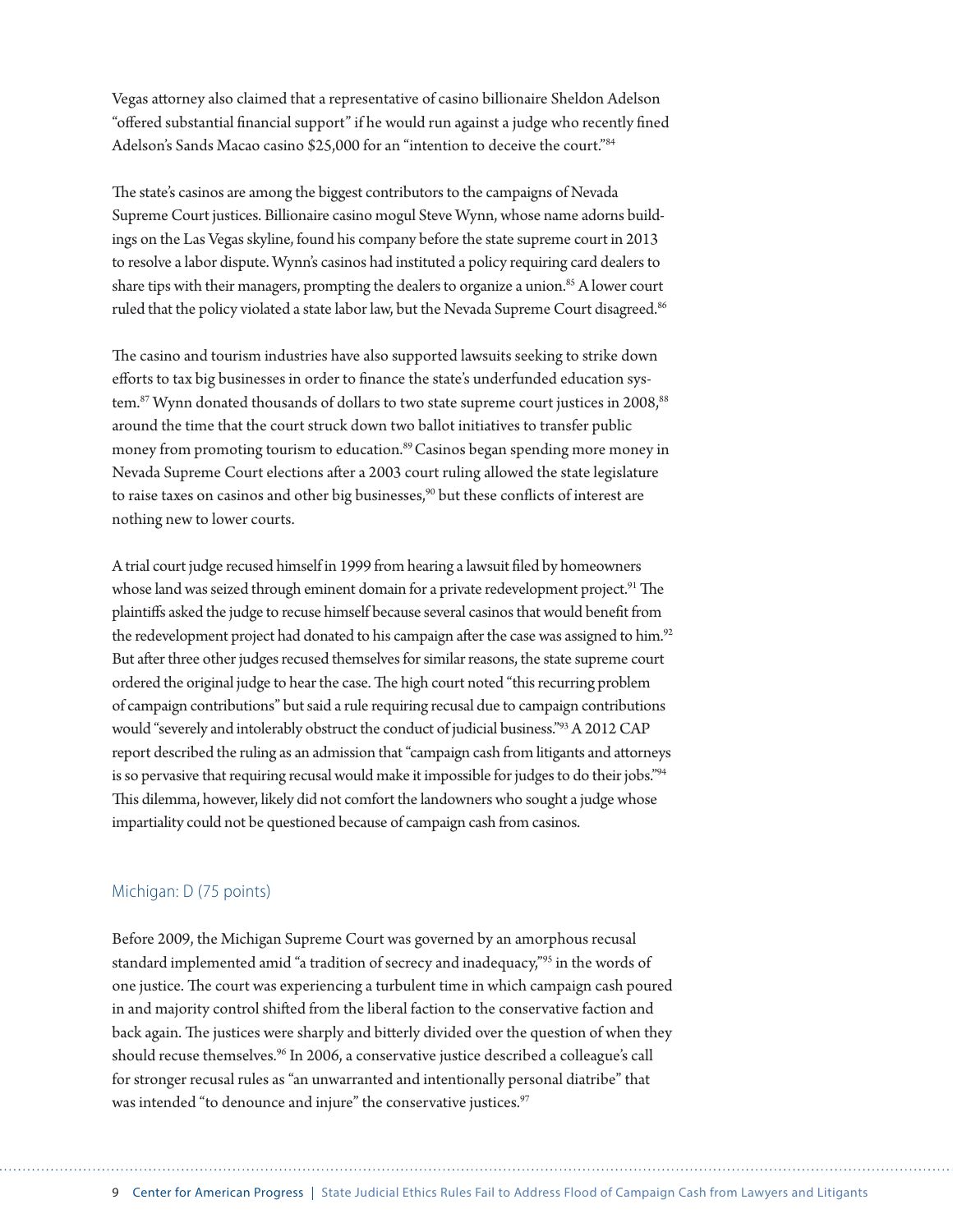Vegas attorney also claimed that a representative of casino billionaire Sheldon Adelson "offered substantial financial support" if he would run against a judge who recently fined Adelson's Sands Macao casino $25,000 for an "intention to deceive the court."[84]

The state's casinos are among the biggest contributors to the campaigns of Nevada Supreme Court justices. Billionaire casino mogul Steve Wynn, whose name adorns buildings on the Las Vegas skyline, found his company before the state supreme court in 2013 to resolve a labor dispute. Wynn's casinos had instituted a policy requiring card dealers to share tips with their managers, prompting the dealers to organize a union.[85] A lower court ruled that the policy violated a state labor law, but the Nevada Supreme Court disagreed.[86]

The casino and tourism industries have also supported lawsuits seeking to strike down efforts to tax big businesses in order to finance the state's underfunded education system.[87] Wynn donated thousands of dollars to two state supreme court justices in 2008,[88] around the time that the court struck down two ballot initiatives to transfer public money from promoting tourism to education.[89] Casinos began spending more money in Nevada Supreme Court elections after a 2003 court ruling allowed the state legislature to raise taxes on casinos and other big businesses,[90] but these conflicts of interest are nothing new to lower courts.

A trial court judge recused himself in 1999 from hearing a lawsuit filed by homeowners whose land was seized through eminent domain for a private redevelopment project.[91] The plaintiffs asked the judge to recuse himself because several casinos that would benefit from the redevelopment project had donated to his campaign after the case was assigned to him.[92] But after three other judges recused themselves for similar reasons, the state supreme court ordered the original judge to hear the case. The high court noted "this recurring problem of campaign contributions" but said a rule requiring recusal due to campaign contributions would "severely and intolerably obstruct the conduct of judicial business."[93] A 2012 CAP report described the ruling as an admission that "campaign cash from litigants and attorneys is so pervasive that requiring recusal would make it impossible for judges to do their jobs."[94] This dilemma, however, likely did not comfort the landowners who sought a judge whose impartiality could not be questioned because of campaign cash from casinos.

### Michigan: D (75 points)

Before 2009, the Michigan Supreme Court was governed by an amorphous recusal standard implemented amid "a tradition of secrecy and inadequacy,"[95] in the words of one justice. The court was experiencing a turbulent time in which campaign cash poured in and majority control shifted from the liberal faction to the conservative faction and back again. The justices were sharply and bitterly divided over the question of when they should recuse themselves.[96] In 2006, a conservative justice described a colleague's call for stronger recusal rules as "an unwarranted and intentionally personal diatribe" that was intended "to denounce and injure" the conservative justices.[97]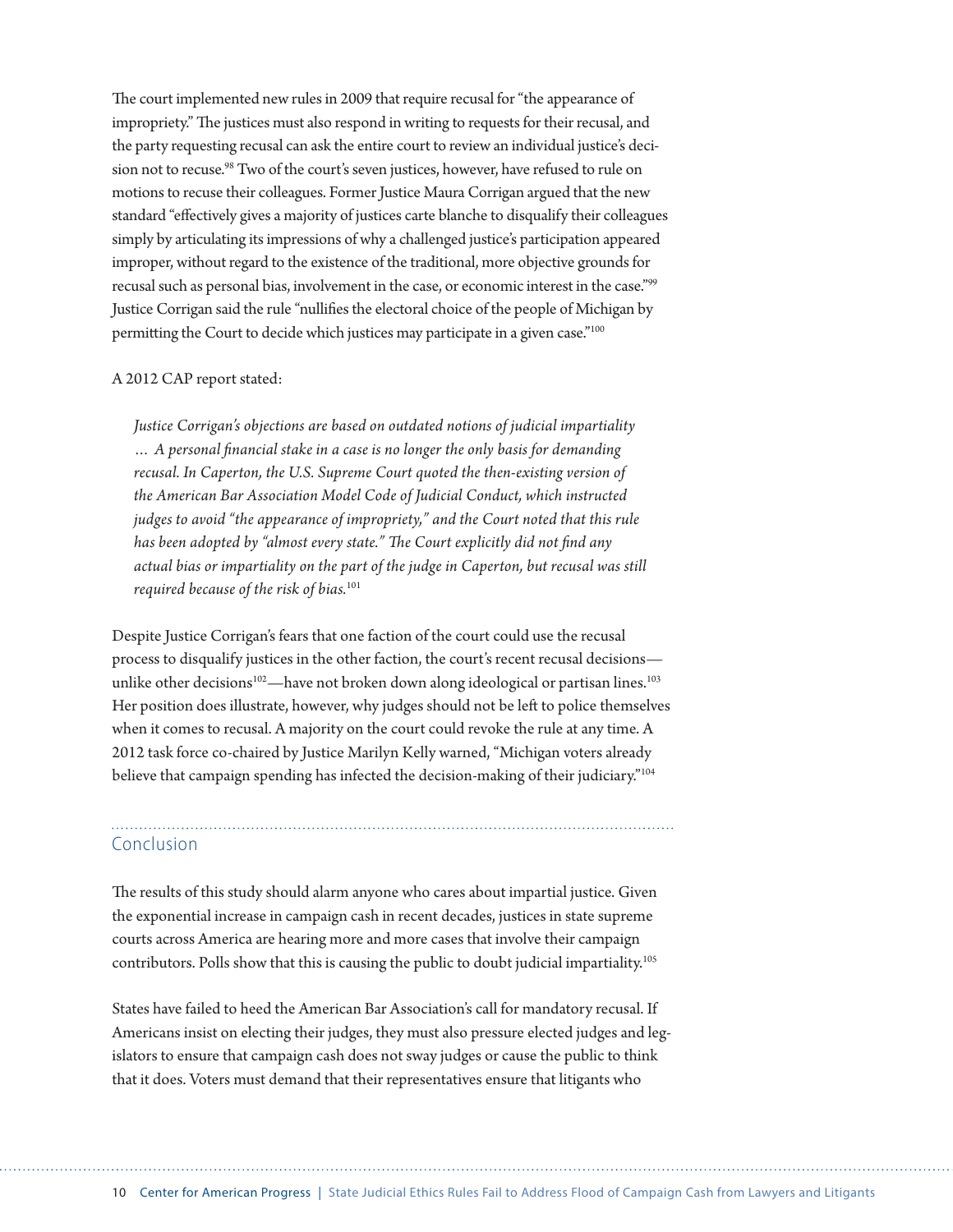The court implemented new rules in 2009 that require recusal for "the appearance of impropriety." The justices must also respond in writing to requests for their recusal, and the party requesting recusal can ask the entire court to review an individual justice's decision not to recuse.[98] Two of the court's seven justices, however, have refused to rule on motions to recuse their colleagues. Former Justice Maura Corrigan argued that the new standard "effectively gives a majority of justices carte blanche to disqualify their colleagues simply by articulating its impressions of why a challenged justice's participation appeared improper, without regard to the existence of the traditional, more objective grounds for recusal such as personal bias, involvement in the case, or economic interest in the case."[99] Justice Corrigan said the rule "nullifies the electoral choice of the people of Michigan by permitting the Court to decide which justices may participate in a given case."[100]

A 2012 CAP report stated:

> *Justice Corrigan's objections are based on outdated notions of judicial impartiality … A personal financial stake in a case is no longer the only basis for demanding recusal. In Caperton, the U.S. Supreme Court quoted the then-existing version of the American Bar Association Model Code of Judicial Conduct, which instructed judges to avoid "the appearance of impropriety," and the Court noted that this rule has been adopted by "almost every state." The Court explicitly did not find any actual bias or impartiality on the part of the judge in Caperton, but recusal was still required because of the risk of bias.*[101]

Despite Justice Corrigan's fears that one faction of the court could use the recusal process to disqualify justices in the other faction, the court's recent recusal decisions—unlike other decisions[102]—have not broken down along ideological or partisan lines.[103] Her position does illustrate, however, why judges should not be left to police themselves when it comes to recusal. A majority on the court could revoke the rule at any time. A 2012 task force co-chaired by Justice Marilyn Kelly warned, "Michigan voters already believe that campaign spending has infected the decision-making of their judiciary."[104]

## Conclusion

The results of this study should alarm anyone who cares about impartial justice. Given the exponential increase in campaign cash in recent decades, justices in state supreme courts across America are hearing more and more cases that involve their campaign contributors. Polls show that this is causing the public to doubt judicial impartiality.[105]

States have failed to heed the American Bar Association's call for mandatory recusal. If Americans insist on electing their judges, they must also pressure elected judges and legislators to ensure that campaign cash does not sway judges or cause the public to think that it does. Voters must demand that their representatives ensure that litigants who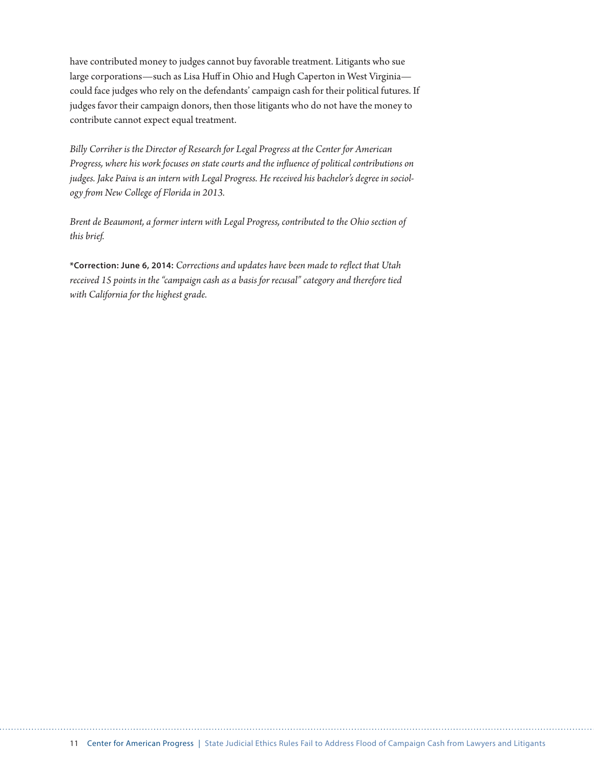have contributed money to judges cannot buy favorable treatment. Litigants who sue large corporations—such as Lisa Huff in Ohio and Hugh Caperton in West Virginia—could face judges who rely on the defendants' campaign cash for their political futures. If judges favor their campaign donors, then those litigants who do not have the money to contribute cannot expect equal treatment.

*Billy Corriher is the Director of Research for Legal Progress at the Center for American Progress, where his work focuses on state courts and the influence of political contributions on judges. Jake Paiva is an intern with Legal Progress. He received his bachelor's degree in sociology from New College of Florida in 2013.*

*Brent de Beaumont, a former intern with Legal Progress, contributed to the Ohio section of this brief.*

**\*Correction: June 6, 2014:** *Corrections and updates have been made to reflect that Utah received 15 points in the "campaign cash as a basis for recusal" category and therefore tied with California for the highest grade.*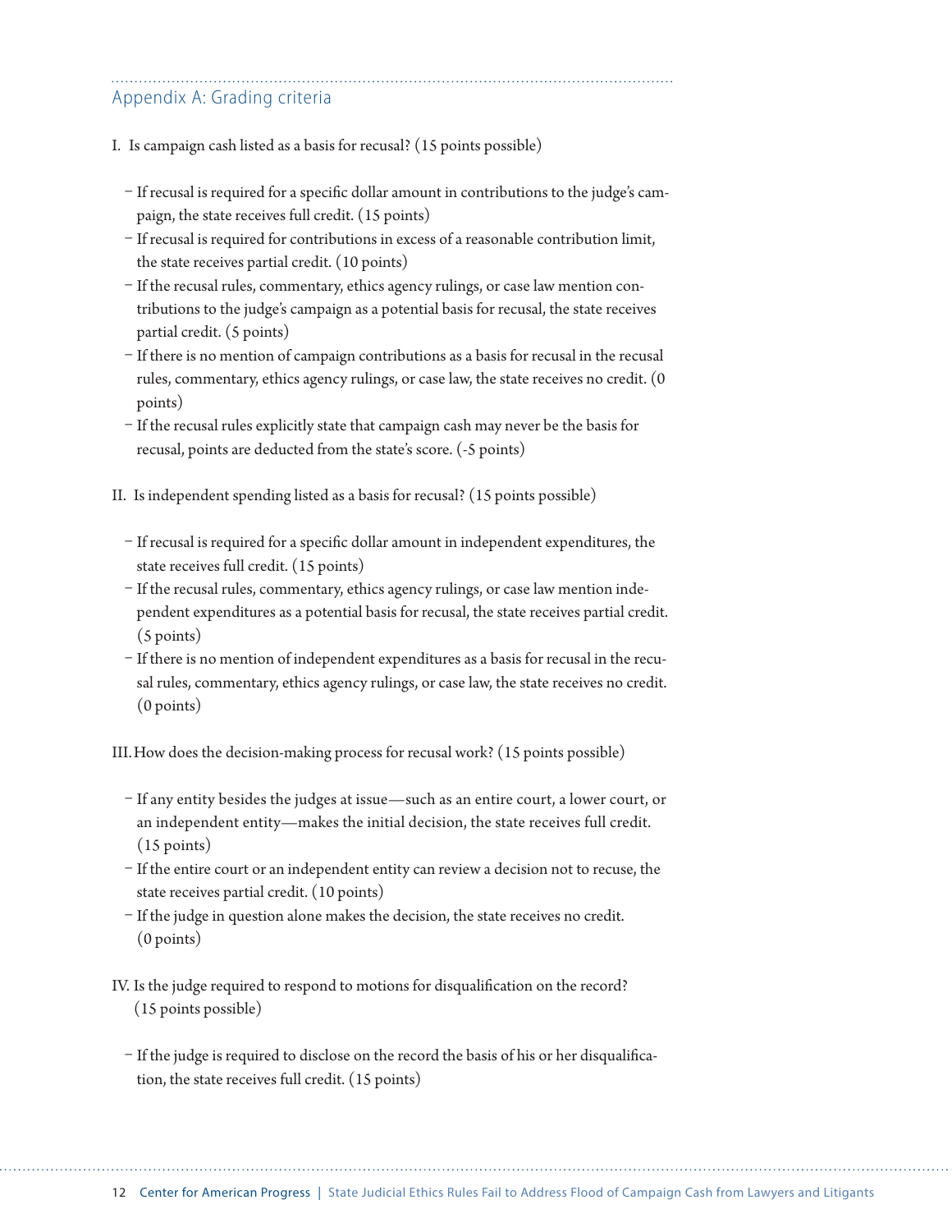## Appendix A: Grading criteria

I. Is campaign cash listed as a basis for recusal? (15 points possible)

- If recusal is required for a specific dollar amount in contributions to the judge's campaign, the state receives full credit. (15 points)
- If recusal is required for contributions in excess of a reasonable contribution limit, the state receives partial credit. (10 points)
- If the recusal rules, commentary, ethics agency rulings, or case law mention contributions to the judge's campaign as a potential basis for recusal, the state receives partial credit. (5 points)
- If there is no mention of campaign contributions as a basis for recusal in the recusal rules, commentary, ethics agency rulings, or case law, the state receives no credit. (0 points)
- If the recusal rules explicitly state that campaign cash may never be the basis for recusal, points are deducted from the state's score. (-5 points)

II. Is independent spending listed as a basis for recusal? (15 points possible)

- If recusal is required for a specific dollar amount in independent expenditures, the state receives full credit. (15 points)
- If the recusal rules, commentary, ethics agency rulings, or case law mention independent expenditures as a potential basis for recusal, the state receives partial credit. (5 points)
- If there is no mention of independent expenditures as a basis for recusal in the recusal rules, commentary, ethics agency rulings, or case law, the state receives no credit. (0 points)

III. How does the decision-making process for recusal work? (15 points possible)

- If any entity besides the judges at issue—such as an entire court, a lower court, or an independent entity—makes the initial decision, the state receives full credit. (15 points)
- If the entire court or an independent entity can review a decision not to recuse, the state receives partial credit. (10 points)
- If the judge in question alone makes the decision, the state receives no credit. (0 points)

IV. Is the judge required to respond to motions for disqualification on the record? (15 points possible)

- If the judge is required to disclose on the record the basis of his or her disqualification, the state receives full credit. (15 points)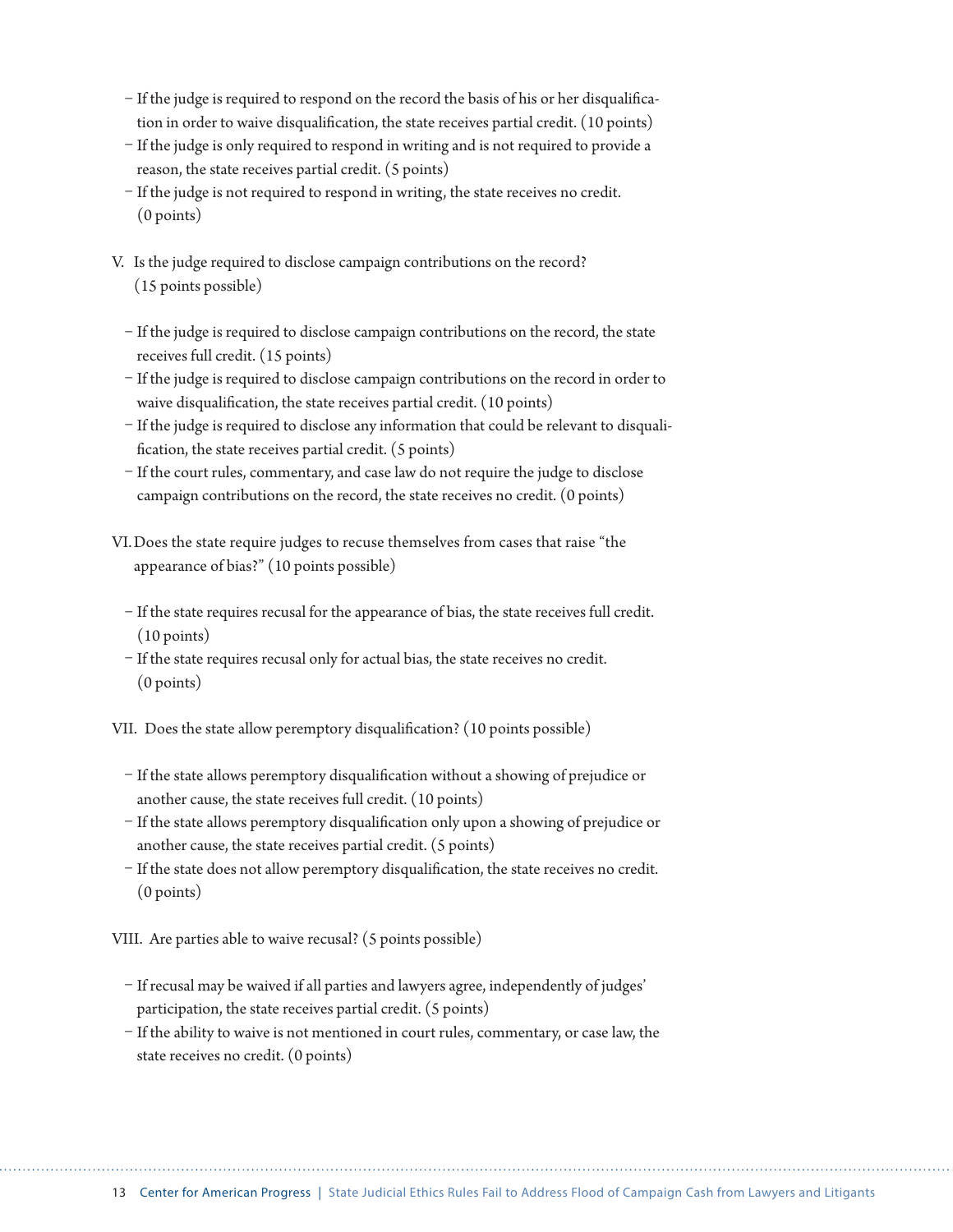- If the judge is required to respond on the record the basis of his or her disqualification in order to waive disqualification, the state receives partial credit. (10 points)
- If the judge is only required to respond in writing and is not required to provide a reason, the state receives partial credit. (5 points)
- If the judge is not required to respond in writing, the state receives no credit. (0 points)

V. Is the judge required to disclose campaign contributions on the record? (15 points possible)

- If the judge is required to disclose campaign contributions on the record, the state receives full credit. (15 points)
- If the judge is required to disclose campaign contributions on the record in order to waive disqualification, the state receives partial credit. (10 points)
- If the judge is required to disclose any information that could be relevant to disqualification, the state receives partial credit. (5 points)
- If the court rules, commentary, and case law do not require the judge to disclose campaign contributions on the record, the state receives no credit. (0 points)

VI. Does the state require judges to recuse themselves from cases that raise "the appearance of bias?" (10 points possible)

- If the state requires recusal for the appearance of bias, the state receives full credit. (10 points)
- If the state requires recusal only for actual bias, the state receives no credit. (0 points)

VII. Does the state allow peremptory disqualification? (10 points possible)

- If the state allows peremptory disqualification without a showing of prejudice or another cause, the state receives full credit. (10 points)
- If the state allows peremptory disqualification only upon a showing of prejudice or another cause, the state receives partial credit. (5 points)
- If the state does not allow peremptory disqualification, the state receives no credit. (0 points)

VIII. Are parties able to waive recusal? (5 points possible)

- If recusal may be waived if all parties and lawyers agree, independently of judges' participation, the state receives partial credit. (5 points)
- If the ability to waive is not mentioned in court rules, commentary, or case law, the state receives no credit. (0 points)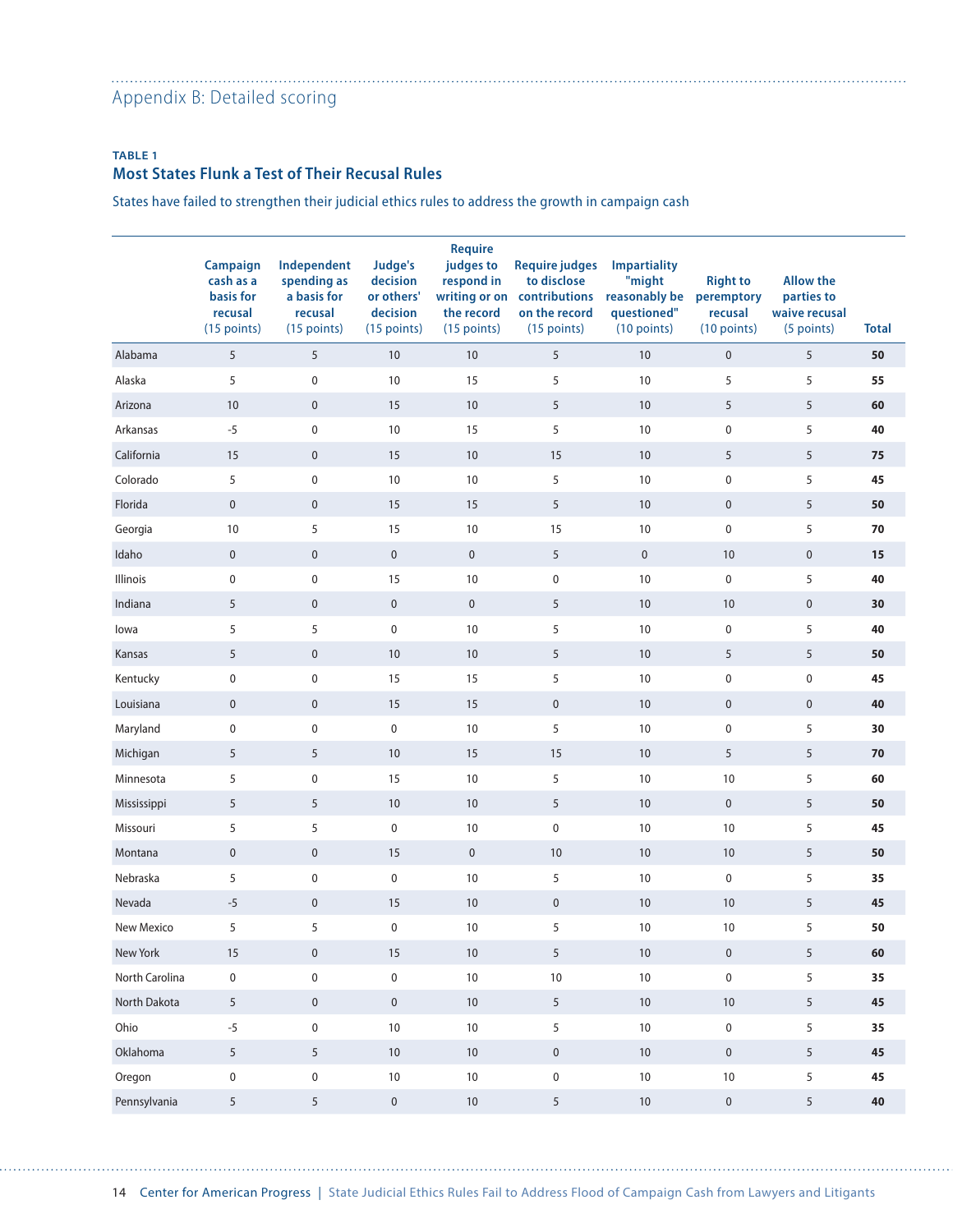## Appendix B: Detailed scoring

**TABLE 1**

**Most States Flunk a Test of Their Recusal Rules**

States have failed to strengthen their judicial ethics rules to address the growth in campaign cash

| | Campaign cash as a basis for recusal (15 points) | Independent spending as a basis for recusal (15 points) | Judge's decision or others' decision (15 points) | Require judges to respond in writing or on the record (15 points) | Require judges to disclose contributions on the record (15 points) | Impartiality "might reasonably be questioned" (10 points) | Right to peremptory recusal (10 points) | Allow the parties to waive recusal (5 points) | Total |
|---|---|---|---|---|---|---|---|---|---|
| Alabama | 5 | 5 | 10 | 10 | 5 | 10 | 0 | 5 | **50** |
| Alaska | 5 | 0 | 10 | 15 | 5 | 10 | 5 | 5 | **55** |
| Arizona | 10 | 0 | 15 | 10 | 5 | 10 | 5 | 5 | **60** |
| Arkansas | -5 | 0 | 10 | 15 | 5 | 10 | 0 | 5 | **40** |
| California | 15 | 0 | 15 | 10 | 15 | 10 | 5 | 5 | **75** |
| Colorado | 5 | 0 | 10 | 10 | 5 | 10 | 0 | 5 | **45** |
| Florida | 0 | 0 | 15 | 15 | 5 | 10 | 0 | 5 | **50** |
| Georgia | 10 | 5 | 15 | 10 | 15 | 10 | 0 | 5 | **70** |
| Idaho | 0 | 0 | 0 | 0 | 5 | 0 | 10 | 0 | **15** |
| Illinois | 0 | 0 | 15 | 10 | 0 | 10 | 0 | 5 | **40** |
| Indiana | 5 | 0 | 0 | 0 | 5 | 10 | 10 | 0 | **30** |
| Iowa | 5 | 5 | 0 | 10 | 5 | 10 | 0 | 5 | **40** |
| Kansas | 5 | 0 | 10 | 10 | 5 | 10 | 5 | 5 | **50** |
| Kentucky | 0 | 0 | 15 | 15 | 5 | 10 | 0 | 0 | **45** |
| Louisiana | 0 | 0 | 15 | 15 | 0 | 10 | 0 | 0 | **40** |
| Maryland | 0 | 0 | 0 | 10 | 5 | 10 | 0 | 5 | **30** |
| Michigan | 5 | 5 | 10 | 15 | 15 | 10 | 5 | 5 | **70** |
| Minnesota | 5 | 0 | 15 | 10 | 5 | 10 | 10 | 5 | **60** |
| Mississippi | 5 | 5 | 10 | 10 | 5 | 10 | 0 | 5 | **50** |
| Missouri | 5 | 5 | 0 | 10 | 0 | 10 | 10 | 5 | **45** |
| Montana | 0 | 0 | 15 | 0 | 10 | 10 | 10 | 5 | **50** |
| Nebraska | 5 | 0 | 0 | 10 | 5 | 10 | 0 | 5 | **35** |
| Nevada | -5 | 0 | 15 | 10 | 0 | 10 | 10 | 5 | **45** |
| New Mexico | 5 | 5 | 0 | 10 | 5 | 10 | 10 | 5 | **50** |
| New York | 15 | 0 | 15 | 10 | 5 | 10 | 0 | 5 | **60** |
| North Carolina | 0 | 0 | 0 | 10 | 10 | 10 | 0 | 5 | **35** |
| North Dakota | 5 | 0 | 0 | 10 | 5 | 10 | 10 | 5 | **45** |
| Ohio | -5 | 0 | 10 | 10 | 5 | 10 | 0 | 5 | **35** |
| Oklahoma | 5 | 5 | 10 | 10 | 0 | 10 | 0 | 5 | **45** |
| Oregon | 0 | 0 | 10 | 10 | 0 | 10 | 10 | 5 | **45** |
| Pennsylvania | 5 | 5 | 0 | 10 | 5 | 10 | 0 | 5 | **40** |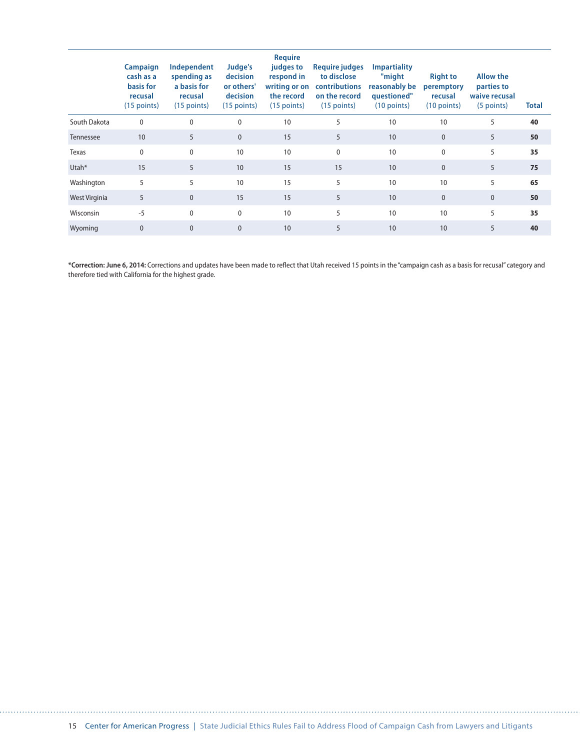| | Campaign cash as a basis for recusal (15 points) | Independent spending as a basis for recusal (15 points) | Judge's decision or others' decision (15 points) | Require judges to respond in writing or on the record (15 points) | Require judges to disclose contributions on the record (15 points) | Impartiality "might reasonably be questioned" (10 points) | Right to peremptory recusal (10 points) | Allow the parties to waive recusal (5 points) | Total |
|---|---|---|---|---|---|---|---|---|---|
| South Dakota | 0 | 0 | 0 | 10 | 5 | 10 | 10 | 5 | **40** |
| Tennessee | 10 | 5 | 0 | 15 | 5 | 10 | 0 | 5 | **50** |
| Texas | 0 | 0 | 10 | 10 | 0 | 10 | 0 | 5 | **35** |
| Utah* | 15 | 5 | 10 | 15 | 15 | 10 | 0 | 5 | **75** |
| Washington | 5 | 5 | 10 | 15 | 5 | 10 | 10 | 5 | **65** |
| West Virginia | 5 | 0 | 15 | 15 | 5 | 10 | 0 | 0 | **50** |
| Wisconsin | -5 | 0 | 0 | 10 | 5 | 10 | 10 | 5 | **35** |
| Wyoming | 0 | 0 | 0 | 10 | 5 | 10 | 10 | 5 | **40** |

***Correction: June 6, 2014:** Corrections and updates have been made to reflect that Utah received 15 points in the "campaign cash as a basis for recusal" category and therefore tied with California for the highest grade.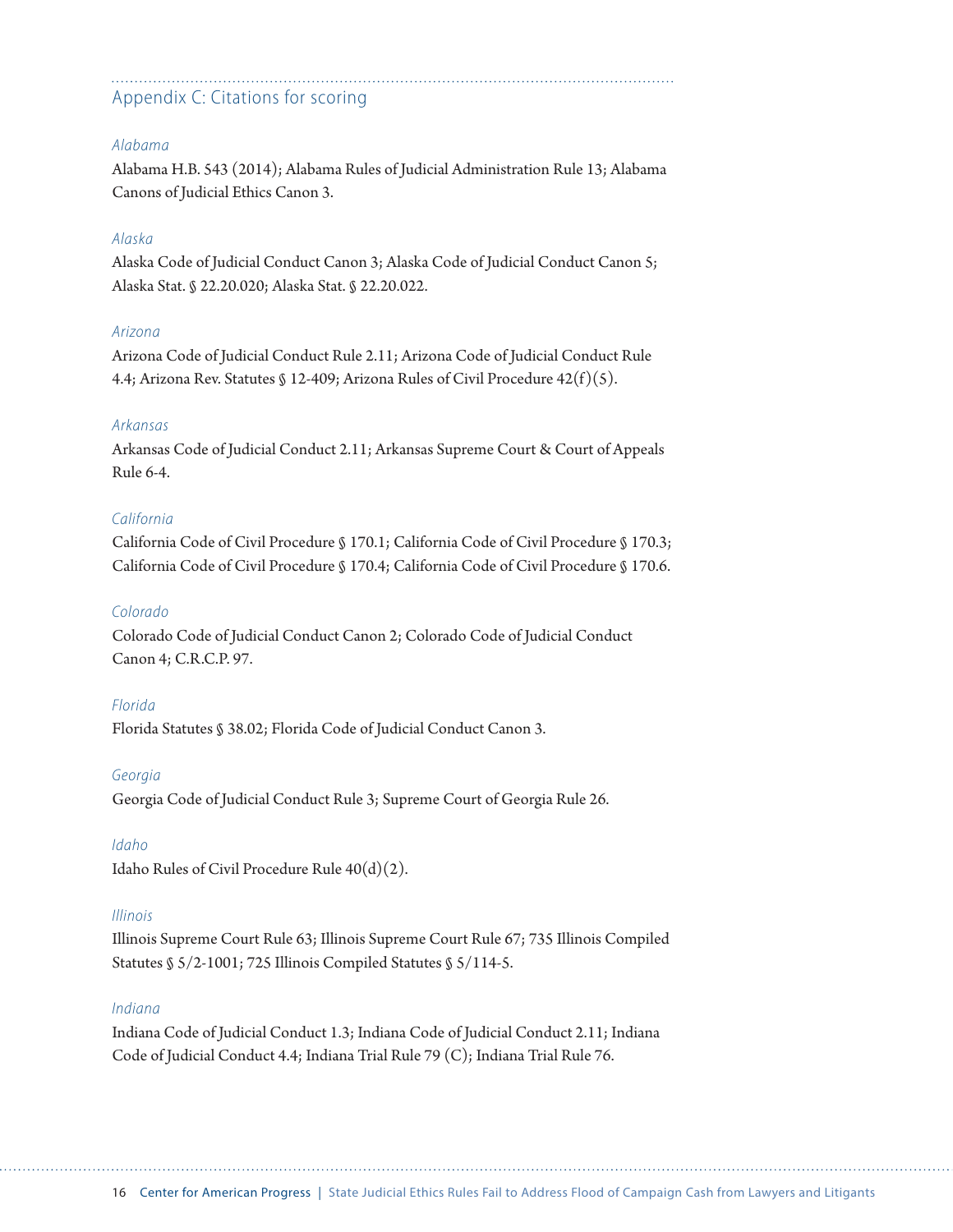## Appendix C: Citations for scoring

*Alabama*

Alabama H.B. 543 (2014); Alabama Rules of Judicial Administration Rule 13; Alabama Canons of Judicial Ethics Canon 3.

*Alaska*

Alaska Code of Judicial Conduct Canon 3; Alaska Code of Judicial Conduct Canon 5; Alaska Stat. § 22.20.020; Alaska Stat. § 22.20.022.

*Arizona*

Arizona Code of Judicial Conduct Rule 2.11; Arizona Code of Judicial Conduct Rule 4.4; Arizona Rev. Statutes § 12-409; Arizona Rules of Civil Procedure 42(f)(5).

*Arkansas*

Arkansas Code of Judicial Conduct 2.11; Arkansas Supreme Court & Court of Appeals Rule 6-4.

*California*

California Code of Civil Procedure § 170.1; California Code of Civil Procedure § 170.3; California Code of Civil Procedure § 170.4; California Code of Civil Procedure § 170.6.

*Colorado*

Colorado Code of Judicial Conduct Canon 2; Colorado Code of Judicial Conduct Canon 4; C.R.C.P. 97.

*Florida*

Florida Statutes § 38.02; Florida Code of Judicial Conduct Canon 3.

*Georgia*

Georgia Code of Judicial Conduct Rule 3; Supreme Court of Georgia Rule 26.

*Idaho*

Idaho Rules of Civil Procedure Rule 40(d)(2).

*Illinois*

Illinois Supreme Court Rule 63; Illinois Supreme Court Rule 67; 735 Illinois Compiled Statutes § 5/2-1001; 725 Illinois Compiled Statutes § 5/114-5.

*Indiana*

Indiana Code of Judicial Conduct 1.3; Indiana Code of Judicial Conduct 2.11; Indiana Code of Judicial Conduct 4.4; Indiana Trial Rule 79 (C); Indiana Trial Rule 76.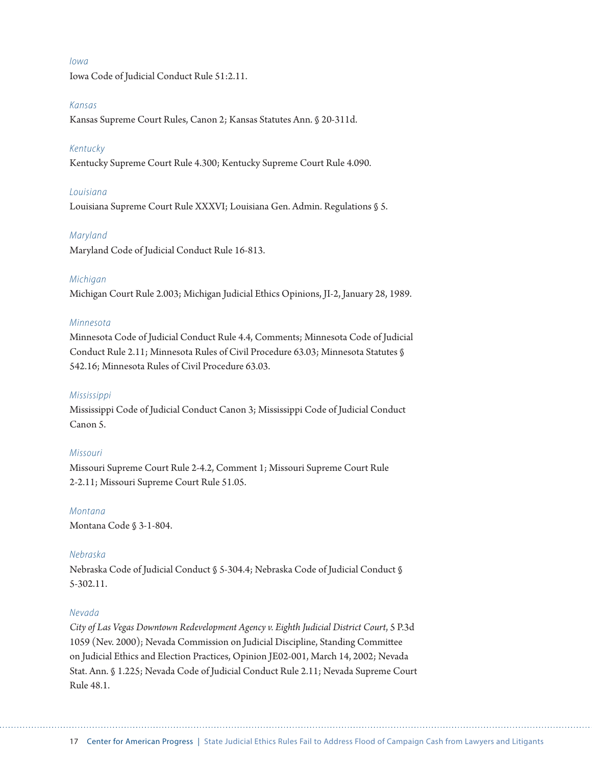*Iowa*

Iowa Code of Judicial Conduct Rule 51:2.11.

*Kansas*

Kansas Supreme Court Rules, Canon 2; Kansas Statutes Ann. § 20-311d.

*Kentucky*

Kentucky Supreme Court Rule 4.300; Kentucky Supreme Court Rule 4.090.

*Louisiana*

Louisiana Supreme Court Rule XXXVI; Louisiana Gen. Admin. Regulations § 5.

*Maryland*

Maryland Code of Judicial Conduct Rule 16-813.

*Michigan*

Michigan Court Rule 2.003; Michigan Judicial Ethics Opinions, JI-2, January 28, 1989.

*Minnesota*

Minnesota Code of Judicial Conduct Rule 4.4, Comments; Minnesota Code of Judicial Conduct Rule 2.11; Minnesota Rules of Civil Procedure 63.03; Minnesota Statutes § 542.16; Minnesota Rules of Civil Procedure 63.03.

*Mississippi*

Mississippi Code of Judicial Conduct Canon 3; Mississippi Code of Judicial Conduct Canon 5.

*Missouri*

Missouri Supreme Court Rule 2-4.2, Comment 1; Missouri Supreme Court Rule 2-2.11; Missouri Supreme Court Rule 51.05.

*Montana*

Montana Code § 3-1-804.

*Nebraska*

Nebraska Code of Judicial Conduct § 5-304.4; Nebraska Code of Judicial Conduct § 5-302.11.

*Nevada*

*City of Las Vegas Downtown Redevelopment Agency v. Eighth Judicial District Court*, 5 P.3d 1059 (Nev. 2000); Nevada Commission on Judicial Discipline, Standing Committee on Judicial Ethics and Election Practices, Opinion JE02-001, March 14, 2002; Nevada Stat. Ann. § 1.225; Nevada Code of Judicial Conduct Rule 2.11; Nevada Supreme Court Rule 48.1.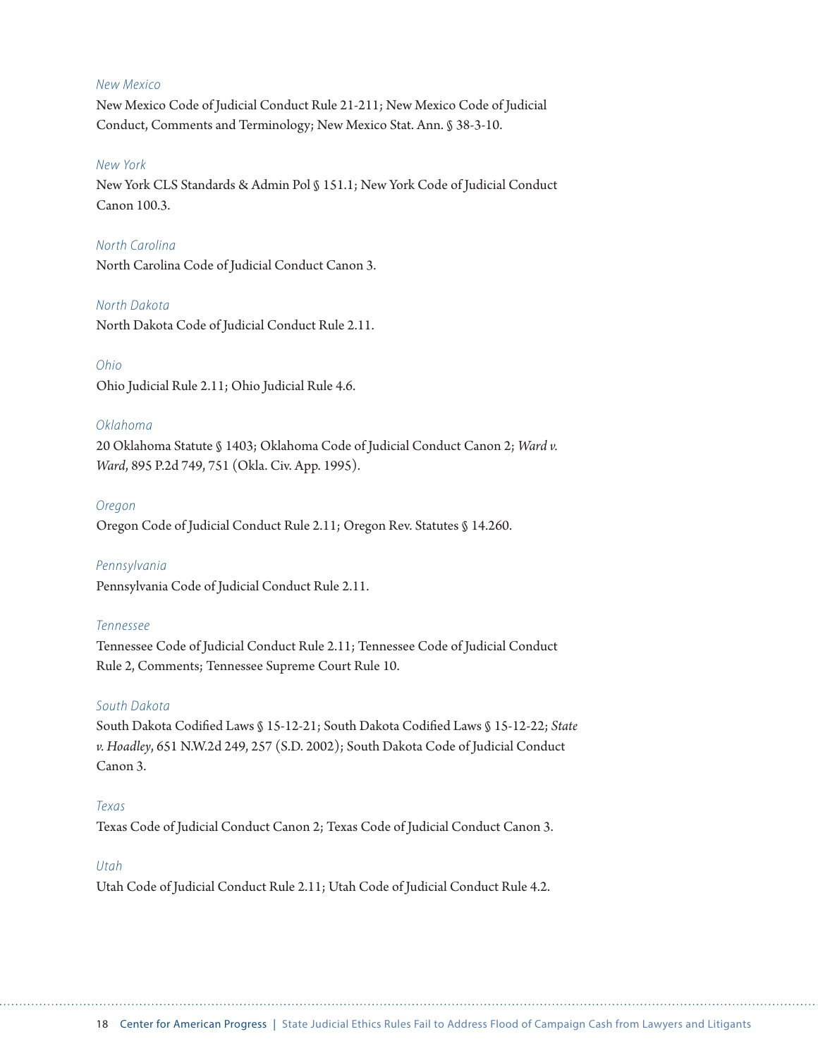*New Mexico*

New Mexico Code of Judicial Conduct Rule 21-211; New Mexico Code of Judicial Conduct, Comments and Terminology; New Mexico Stat. Ann. § 38-3-10.

*New York*

New York CLS Standards & Admin Pol § 151.1; New York Code of Judicial Conduct Canon 100.3.

*North Carolina*

North Carolina Code of Judicial Conduct Canon 3.

*North Dakota*

North Dakota Code of Judicial Conduct Rule 2.11.

*Ohio*

Ohio Judicial Rule 2.11; Ohio Judicial Rule 4.6.

*Oklahoma*

20 Oklahoma Statute § 1403; Oklahoma Code of Judicial Conduct Canon 2; *Ward v. Ward*, 895 P.2d 749, 751 (Okla. Civ. App. 1995).

*Oregon*

Oregon Code of Judicial Conduct Rule 2.11; Oregon Rev. Statutes § 14.260.

*Pennsylvania*

Pennsylvania Code of Judicial Conduct Rule 2.11.

*Tennessee*

Tennessee Code of Judicial Conduct Rule 2.11; Tennessee Code of Judicial Conduct Rule 2, Comments; Tennessee Supreme Court Rule 10.

*South Dakota*

South Dakota Codified Laws § 15-12-21; South Dakota Codified Laws § 15-12-22; *State v. Hoadley*, 651 N.W.2d 249, 257 (S.D. 2002); South Dakota Code of Judicial Conduct Canon 3.

*Texas*

Texas Code of Judicial Conduct Canon 2; Texas Code of Judicial Conduct Canon 3.

*Utah*

Utah Code of Judicial Conduct Rule 2.11; Utah Code of Judicial Conduct Rule 4.2.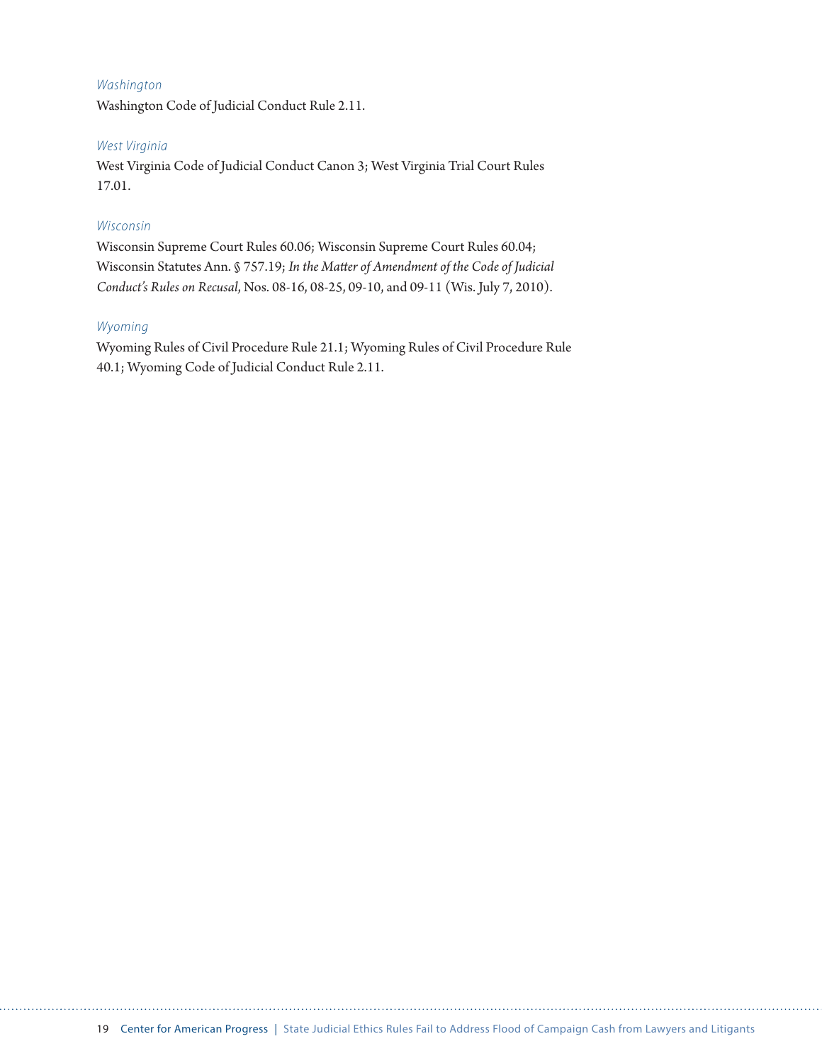*Washington*

Washington Code of Judicial Conduct Rule 2.11.

*West Virginia*

West Virginia Code of Judicial Conduct Canon 3; West Virginia Trial Court Rules 17.01.

*Wisconsin*

Wisconsin Supreme Court Rules 60.06; Wisconsin Supreme Court Rules 60.04; Wisconsin Statutes Ann. § 757.19; *In the Matter of Amendment of the Code of Judicial Conduct's Rules on Recusal*, Nos. 08-16, 08-25, 09-10, and 09-11 (Wis. July 7, 2010).

*Wyoming*

Wyoming Rules of Civil Procedure Rule 21.1; Wyoming Rules of Civil Procedure Rule 40.1; Wyoming Code of Judicial Conduct Rule 2.11.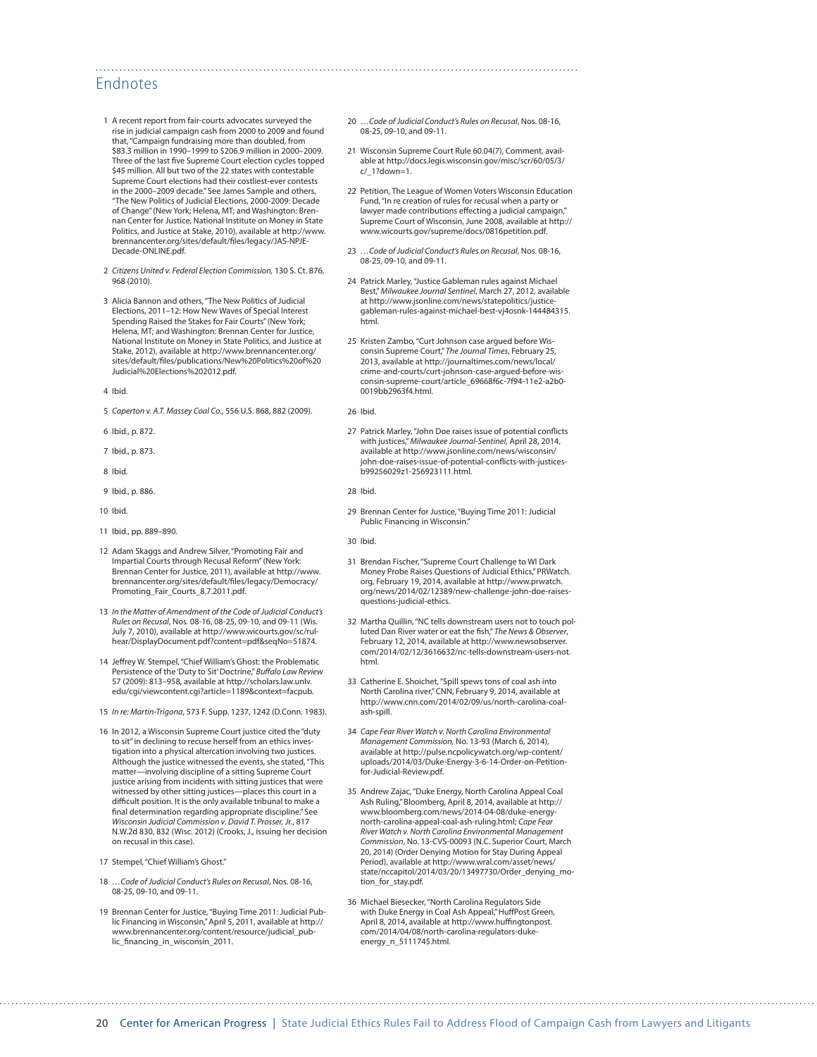## Endnotes

1. A recent report from fair-courts advocates surveyed the rise in judicial campaign cash from 2000 to 2009 and found that, "Campaign fundraising more than doubled, from $83.3 million in 1990–1999 to $206.9 million in 2000–2009. Three of the last five Supreme Court election cycles topped $45 million. All but two of the 22 states with contestable Supreme Court elections had their costliest-ever contests in the 2000–2009 decade." See James Sample and others, "The New Politics of Judicial Elections, 2000-2009: Decade of Change" (New York; Helena, MT; and Washington: Brennan Center for Justice, National Institute on Money in State Politics, and Justice at Stake, 2010), available at http://www.brennancenter.org/sites/default/files/legacy/JAS-NPJE-Decade-ONLINE.pdf.

2. *Citizens United v. Federal Election Commission*, 130 S. Ct. 876, 968 (2010).

3. Alicia Bannon and others, "The New Politics of Judicial Elections, 2011–12: How New Waves of Special Interest Spending Raised the Stakes for Fair Courts" (New York; Helena, MT; and Washington: Brennan Center for Justice, National Institute on Money in State Politics, and Justice at Stake, 2012), available at http://www.brennancenter.org/sites/default/files/publications/New%20Politics%20of%20Judicial%20Elections%202012.pdf.

4. Ibid.

5. *Caperton v. A.T. Massey Coal Co.*, 556 U.S. 868, 882 (2009).

6. Ibid., p. 872.

7. Ibid., p. 873.

8. Ibid.

9. Ibid., p. 886.

10. Ibid.

11. Ibid., pp. 889–890.

12. Adam Skaggs and Andrew Silver, "Promoting Fair and Impartial Courts through Recusal Reform" (New York: Brennan Center for Justice, 2011), available at http://www.brennancenter.org/sites/default/files/legacy/Democracy/Promoting_Fair_Courts_8.7.2011.pdf.

13. *In the Matter of Amendment of the Code of Judicial Conduct's Rules on Recusal*, Nos. 08-16, 08-25, 09-10, and 09-11 (Wis. July 7, 2010), available at http://www.wicourts.gov/sc/rulhear/DisplayDocument.pdf?content=pdf&seqNo=51874.

14. Jeffrey W. Stempel, "Chief William's Ghost: the Problematic Persistence of the 'Duty to Sit' Doctrine," *Buffalo Law Review* 57 (2009): 813–958, available at http://scholars.law.unlv.edu/cgi/viewcontent.cgi?article=1189&context=facpub.

15. *In re: Martin-Trigona*, 573 F. Supp. 1237, 1242 (D.Conn. 1983).

16. In 2012, a Wisconsin Supreme Court justice cited the "duty to sit" in declining to recuse herself from an ethics investigation into a physical altercation involving two justices. Although the justice witnessed the events, she stated, "This matter—involving discipline of a sitting Supreme Court justice arising from incidents with sitting justices that were witnessed by other sitting justices—places this court in a difficult position. It is the only available tribunal to make a final determination regarding appropriate discipline." See *Wisconsin Judicial Commission v. David T. Prosser, Jr.*, 817 N.W.2d 830, 832 (Wisc. 2012) (Crooks, J., issuing her decision on recusal in this case).

17. Stempel, "Chief William's Ghost."

18. …*Code of Judicial Conduct's Rules on Recusal*, Nos. 08-16, 08-25, 09-10, and 09-11.

19. Brennan Center for Justice, "Buying Time 2011: Judicial Public Financing in Wisconsin," April 5, 2011, available at http://www.brennancenter.org/content/resource/judicial_public_financing_in_wisconsin_2011.

20. …*Code of Judicial Conduct's Rules on Recusal*, Nos. 08-16, 08-25, 09-10, and 09-11.

21. Wisconsin Supreme Court Rule 60.04(7), Comment, available at http://docs.legis.wisconsin.gov/misc/scr/60/05/3/c/_1?down=1.

22. Petition, The League of Women Voters Wisconsin Education Fund, "In re creation of rules for recusal when a party or lawyer made contributions effecting a judicial campaign," Supreme Court of Wisconsin, June 2008, available at http://www.wicourts.gov/supreme/docs/0816petition.pdf.

23. …*Code of Judicial Conduct's Rules on Recusal*, Nos. 08-16, 08-25, 09-10, and 09-11.

24. Patrick Marley, "Justice Gableman rules against Michael Best," *Milwaukee Journal Sentinel*, March 27, 2012, available at http://www.jsonline.com/news/statepolitics/justice-gableman-rules-against-michael-best-vj4osnk-144484315.html.

25. Kristen Zambo, "Curt Johnson case argued before Wisconsin Supreme Court," *The Journal Times*, February 25, 2013, available at http://journaltimes.com/news/local/crime-and-courts/curt-johnson-case-argued-before-wisconsin-supreme-court/article_69668f6c-7f94-11e2-a2b0-0019bb2963f4.html.

26. Ibid.

27. Patrick Marley, "John Doe raises issue of potential conflicts with justices," *Milwaukee Journal-Sentinel*, April 28, 2014, available at http://www.jsonline.com/news/wisconsin/john-doe-raises-issue-of-potential-conflicts-with-justices-b99256029z1-256923111.html.

28. Ibid.

29. Brennan Center for Justice, "Buying Time 2011: Judicial Public Financing in Wisconsin."

30. Ibid.

31. Brendan Fischer, "Supreme Court Challenge to WI Dark Money Probe Raises Questions of Judicial Ethics," PRWatch.org, February 19, 2014, available at http://www.prwatch.org/news/2014/02/12389/new-challenge-john-doe-raises-questions-judicial-ethics.

32. Martha Quillin, "NC tells downstream users not to touch polluted Dan River water or eat the fish," *The News & Observer*, February 12, 2014, available at http://www.newsobserver.com/2014/02/12/3616632/nc-tells-downstream-users-not.html.

33. Catherine E. Shoichet, "Spill spews tons of coal ash into North Carolina river," CNN, February 9, 2014, available at http://www.cnn.com/2014/02/09/us/north-carolina-coal-ash-spill.

34. *Cape Fear River Watch v. North Carolina Environmental Management Commission*, No. 13-93 (March 6, 2014), available at http://pulse.ncpolicywatch.org/wp-content/uploads/2014/03/Duke-Energy-3-6-14-Order-on-Petition-for-Judicial-Review.pdf.

35. Andrew Zajac, "Duke Energy, North Carolina Appeal Coal Ash Ruling," Bloomberg, April 8, 2014, available at http://www.bloomberg.com/news/2014-04-08/duke-energy-north-carolina-appeal-coal-ash-ruling.html; *Cape Fear River Watch v. North Carolina Environmental Management Commission*, No. 13-CVS-00093 (N.C. Superior Court, March 20, 2014) (Order Denying Motion for Stay During Appeal Period), available at http://www.wral.com/asset/news/state/nccapitol/2014/03/20/13497730/Order_denying_motion_for_stay.pdf.

36. Michael Biesecker, "North Carolina Regulators Side with Duke Energy in Coal Ash Appeal," HuffPost Green, April 8, 2014, available at http://www.huffingtonpost.com/2014/04/08/north-carolina-regulators-duke-energy_n_5111745.html.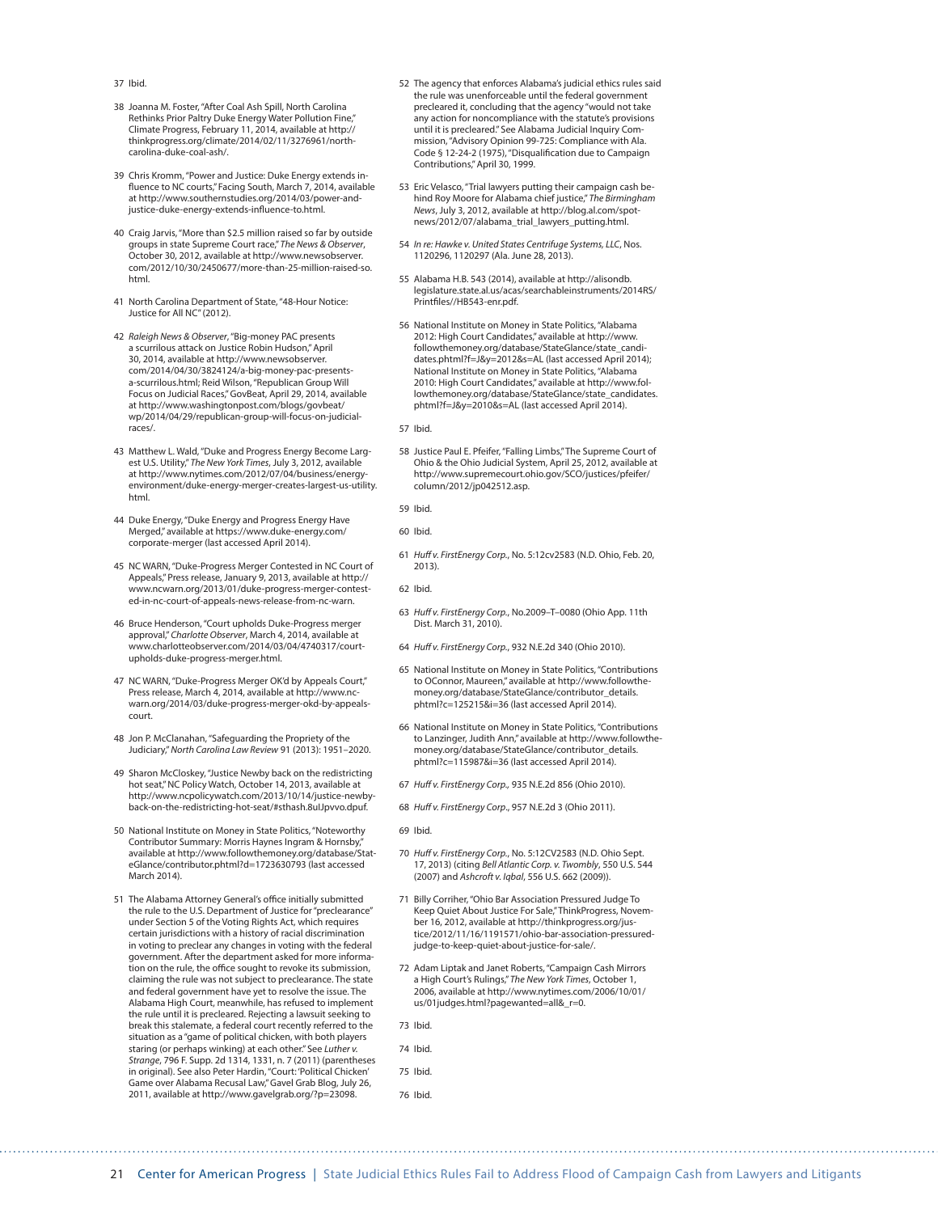37 Ibid.

38 Joanna M. Foster, "After Coal Ash Spill, North Carolina Rethinks Prior Paltry Duke Energy Water Pollution Fine," Climate Progress, February 11, 2014, available at http://thinkprogress.org/climate/2014/02/11/3276961/north-carolina-duke-coal-ash/.

39 Chris Kromm, "Power and Justice: Duke Energy extends influence to NC courts," Facing South, March 7, 2014, available at http://www.southernstudies.org/2014/03/power-and-justice-duke-energy-extends-influence-to.html.

40 Craig Jarvis, "More than $2.5 million raised so far by outside groups in state Supreme Court race," *The News & Observer*, October 30, 2012, available at http://www.newsobserver.com/2012/10/30/2450677/more-than-25-million-raised-so.html.

41 North Carolina Department of State, "48-Hour Notice: Justice for All NC" (2012).

42 *Raleigh News & Observer*, "Big-money PAC presents a scurrilous attack on Justice Robin Hudson," April 30, 2014, available at http://www.newsobserver.com/2014/04/30/3824124/a-big-money-pac-presents-a-scurrilous.html; Reid Wilson, "Republican Group Will Focus on Judicial Races," GovBeat, April 29, 2014, available at http://www.washingtonpost.com/blogs/govbeat/wp/2014/04/29/republican-group-will-focus-on-judicial-races/.

43 Matthew L. Wald, "Duke and Progress Energy Become Largest U.S. Utility," *The New York Times*, July 3, 2012, available at http://www.nytimes.com/2012/07/04/business/energy-environment/duke-energy-merger-creates-largest-us-utility.html.

44 Duke Energy, "Duke Energy and Progress Energy Have Merged," available at https://www.duke-energy.com/corporate-merger (last accessed April 2014).

45 NC WARN, "Duke-Progress Merger Contested in NC Court of Appeals," Press release, January 9, 2013, available at http://www.ncwarn.org/2013/01/duke-progress-merger-contested-in-nc-court-of-appeals-news-release-from-nc-warn.

46 Bruce Henderson, "Court upholds Duke-Progress merger approval," *Charlotte Observer*, March 4, 2014, available at www.charlotteobserver.com/2014/03/04/4740317/court-upholds-duke-progress-merger.html.

47 NC WARN, "Duke-Progress Merger OK'd by Appeals Court," Press release, March 4, 2014, available at http://www.ncwarn.org/2014/03/duke-progress-merger-okd-by-appeals-court.

48 Jon P. McClanahan, "Safeguarding the Propriety of the Judiciary," *North Carolina Law Review* 91 (2013): 1951–2020.

49 Sharon McCloskey, "Justice Newby back on the redistricting hot seat," NC Policy Watch, October 14, 2013, available at http://www.ncpolicywatch.com/2013/10/14/justice-newby-back-on-the-redistricting-hot-seat/#sthash.8uIJpvvo.dpuf.

50 National Institute on Money in State Politics, "Noteworthy Contributor Summary: Morris Haynes Ingram & Hornsby," available at http://www.followthemoney.org/database/StateGlance/contributor.phtml?d=1723630793 (last accessed March 2014).

51 The Alabama Attorney General's office initially submitted the rule to the U.S. Department of Justice for "preclearance" under Section 5 of the Voting Rights Act, which requires certain jurisdictions with a history of racial discrimination in voting to preclear any changes in voting with the federal government. After the department asked for more information on the rule, the office sought to revoke its submission, claiming the rule was not subject to preclearance. The state and federal government have yet to resolve the issue. The Alabama High Court, meanwhile, has refused to implement the rule until it is precleared. Rejecting a lawsuit seeking to break this stalemate, a federal court recently referred to the situation as a "game of political chicken, with both players staring (or perhaps winking) at each other." See *Luther v. Strange*, 796 F. Supp. 2d 1314, 1331, n. 7 (2011) (parentheses in original). See also Peter Hardin, "Court: 'Political Chicken' Game over Alabama Recusal Law," Gavel Grab Blog, July 26, 2011, available at http://www.gavelgrab.org/?p=23098.

52 The agency that enforces Alabama's judicial ethics rules said the rule was unenforceable until the federal government precleared it, concluding that the agency "would not take any action for noncompliance with the statute's provisions until it is precleared." See Alabama Judicial Inquiry Commission, "Advisory Opinion 99-725: Compliance with Ala. Code § 12-24-2 (1975), "Disqualification due to Campaign Contributions," April 30, 1999.

53 Eric Velasco, "Trial lawyers putting their campaign cash behind Roy Moore for Alabama chief justice," *The Birmingham News*, July 3, 2012, available at http://blog.al.com/spotnews/2012/07/alabama_trial_lawyers_putting.html.

54 *In re: Hawke v. United States Centrifuge Systems, LLC*, Nos. 1120296, 1120297 (Ala. June 28, 2013).

55 Alabama H.B. 543 (2014), available at http://alisondb.legislature.state.al.us/acas/searchableinstruments/2014RS/Printfiles//HB543-enr.pdf.

56 National Institute on Money in State Politics, "Alabama 2012: High Court Candidates," available at http://www.followthemoney.org/database/StateGlance/state_candidates.phtml?f=J&y=2012&s=AL (last accessed April 2014); National Institute on Money in State Politics, "Alabama 2010: High Court Candidates," available at http://www.followthemoney.org/database/StateGlance/state_candidates.phtml?f=J&y=2010&s=AL (last accessed April 2014).

57 Ibid.

58 Justice Paul E. Pfeifer, "Falling Limbs," The Supreme Court of Ohio & the Ohio Judicial System, April 25, 2012, available at http://www.supremecourt.ohio.gov/SCO/justices/pfeifer/column/2012/jp042512.asp.

59 Ibid.

60 Ibid.

61 *Huff v. FirstEnergy Corp.*, No. 5:12cv2583 (N.D. Ohio, Feb. 20, 2013).

62 Ibid.

63 *Huff v. FirstEnergy Corp.*, No.2009–T–0080 (Ohio App. 11th Dist. March 31, 2010).

64 *Huff v. FirstEnergy Corp.*, 932 N.E.2d 340 (Ohio 2010).

65 National Institute on Money in State Politics, "Contributions to OConnor, Maureen," available at http://www.followthemoney.org/database/StateGlance/contributor_details.phtml?c=125215&i=36 (last accessed April 2014).

66 National Institute on Money in State Politics, "Contributions to Lanzinger, Judith Ann," available at http://www.followthemoney.org/database/StateGlance/contributor_details.phtml?c=115987&i=36 (last accessed April 2014).

67 *Huff v. FirstEnergy Corp.,* 935 N.E.2d 856 (Ohio 2010).

68 *Huff v. FirstEnergy Corp*., 957 N.E.2d 3 (Ohio 2011).

69 Ibid.

70 *Huff v. FirstEnergy Corp.*, No. 5:12CV2583 (N.D. Ohio Sept. 17, 2013) (citing *Bell Atlantic Corp. v. Twombly*, 550 U.S. 544 (2007) and *Ashcroft v. Iqbal*, 556 U.S. 662 (2009)).

71 Billy Corriher, "Ohio Bar Association Pressured Judge To Keep Quiet About Justice For Sale," ThinkProgress, November 16, 2012, available at http://thinkprogress.org/justice/2012/11/16/1191571/ohio-bar-association-pressured-judge-to-keep-quiet-about-justice-for-sale/.

72 Adam Liptak and Janet Roberts, "Campaign Cash Mirrors a High Court's Rulings," *The New York Times*, October 1, 2006, available at http://www.nytimes.com/2006/10/01/us/01judges.html?pagewanted=all&_r=0.

73 Ibid.

74 Ibid.

75 Ibid.

76 Ibid.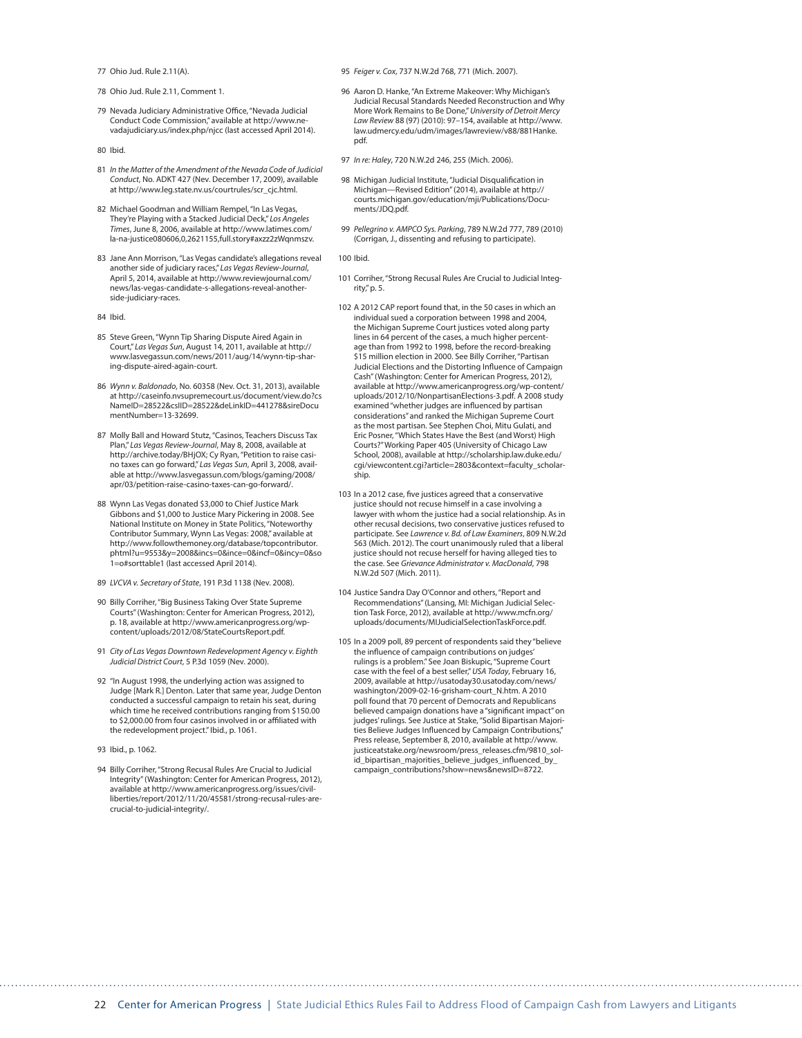77 Ohio Jud. Rule 2.11(A).

78 Ohio Jud. Rule 2.11, Comment 1.

79 Nevada Judiciary Administrative Office, "Nevada Judicial Conduct Code Commission," available at http://www.nevadajudiciary.us/index.php/njcc (last accessed April 2014).

80 Ibid.

81 *In the Matter of the Amendment of the Nevada Code of Judicial Conduct*, No. ADKT 427 (Nev. December 17, 2009), available at http://www.leg.state.nv.us/courtrules/scr_cjc.html.

82 Michael Goodman and William Rempel, "In Las Vegas, They're Playing with a Stacked Judicial Deck," *Los Angeles Times*, June 8, 2006, available at http://www.latimes.com/la-na-justice080606,0,2621155,full.story#axzz2zWqnmszv.

83 Jane Ann Morrison, "Las Vegas candidate's allegations reveal another side of judiciary races," *Las Vegas Review-Journal*, April 5, 2014, available at http://www.reviewjournal.com/news/las-vegas-candidate-s-allegations-reveal-another-side-judiciary-races.

84 Ibid.

85 Steve Green, "Wynn Tip Sharing Dispute Aired Again in Court," *Las Vegas Sun*, August 14, 2011, available at http://www.lasvegassun.com/news/2011/aug/14/wynn-tip-sharing-dispute-aired-again-court.

86 *Wynn v. Baldonado*, No. 60358 (Nev. Oct. 31, 2013), available at http://caseinfo.nvsupremecourt.us/document/view.do?csNameID=28522&csIID=28522&deLinkID=441278&sireDocumentNumber=13-32699.

87 Molly Ball and Howard Stutz, "Casinos, Teachers Discuss Tax Plan," *Las Vegas Review-Journal*, May 8, 2008, available at http://archive.today/BHjOX; Cy Ryan, "Petition to raise casino taxes can go forward," *Las Vegas Sun*, April 3, 2008, available at http://www.lasvegassun.com/blogs/gaming/2008/apr/03/petition-raise-casino-taxes-can-go-forward/.

88 Wynn Las Vegas donated $3,000 to Chief Justice Mark Gibbons and $1,000 to Justice Mary Pickering in 2008. See National Institute on Money in State Politics, "Noteworthy Contributor Summary, Wynn Las Vegas: 2008," available at http://www.followthemoney.org/database/topcontributor.phtml?u=9553&y=2008&incs=0&ince=0&incf=0&incy=0&so1=o#sorttable1 (last accessed April 2014).

89 *LVCVA v. Secretary of State*, 191 P.3d 1138 (Nev. 2008).

90 Billy Corriher, "Big Business Taking Over State Supreme Courts" (Washington: Center for American Progress, 2012), p. 18, available at http://www.americanprogress.org/wp-content/uploads/2012/08/StateCourtsReport.pdf.

91 *City of Las Vegas Downtown Redevelopment Agency v. Eighth Judicial District Court*, 5 P.3d 1059 (Nev. 2000).

92 "In August 1998, the underlying action was assigned to Judge [Mark R.] Denton. Later that same year, Judge Denton conducted a successful campaign to retain his seat, during which time he received contributions ranging from $150.00 to $2,000.00 from four casinos involved in or affiliated with the redevelopment project." Ibid., p. 1061.

93 Ibid., p. 1062.

94 Billy Corriher, "Strong Recusal Rules Are Crucial to Judicial Integrity" (Washington: Center for American Progress, 2012), available at http://www.americanprogress.org/issues/civil-liberties/report/2012/11/20/45581/strong-recusal-rules-are-crucial-to-judicial-integrity/.

95 *Feiger v. Cox*, 737 N.W.2d 768, 771 (Mich. 2007).

96 Aaron D. Hanke, "An Extreme Makeover: Why Michigan's Judicial Recusal Standards Needed Reconstruction and Why More Work Remains to Be Done," *University of Detroit Mercy Law Review* 88 (97) (2010): 97–154, available at http://www.law.udmercy.edu/udm/images/lawreview/v88/881Hanke.pdf.

97 *In re: Haley*, 720 N.W.2d 246, 255 (Mich. 2006).

98 Michigan Judicial Institute, "Judicial Disqualification in Michigan—Revised Edition" (2014), available at http://courts.michigan.gov/education/mji/Publications/Documents/JDQ.pdf.

99 *Pellegrino v. AMPCO Sys. Parking*, 789 N.W.2d 777, 789 (2010) (Corrigan, J., dissenting and refusing to participate).

100 Ibid.

101 Corriher, "Strong Recusal Rules Are Crucial to Judicial Integrity," p. 5.

102 A 2012 CAP report found that, in the 50 cases in which an individual sued a corporation between 1998 and 2004, the Michigan Supreme Court justices voted along party lines in 64 percent of the cases, a much higher percentage than from 1992 to 1998, before the record-breaking $15 million election in 2000. See Billy Corriher, "Partisan Judicial Elections and the Distorting Influence of Campaign Cash" (Washington: Center for American Progress, 2012), available at http://www.americanprogress.org/wp-content/uploads/2012/10/NonpartisanElections-3.pdf. A 2008 study examined "whether judges are influenced by partisan considerations" and ranked the Michigan Supreme Court as the most partisan. See Stephen Choi, Mitu Gulati, and Eric Posner, "Which States Have the Best (and Worst) High Courts?" Working Paper 405 (University of Chicago Law School, 2008), available at http://scholarship.law.duke.edu/cgi/viewcontent.cgi?article=2803&context=faculty_scholarship.

103 In a 2012 case, five justices agreed that a conservative justice should not recuse himself in a case involving a lawyer with whom the justice had a social relationship. As in other recusal decisions, two conservative justices refused to participate. See *Lawrence v. Bd. of Law Examiners*, 809 N.W.2d 563 (Mich. 2012). The court unanimously ruled that a liberal justice should not recuse herself for having alleged ties to the case. See *Grievance Administrator v. MacDonald*, 798 N.W.2d 507 (Mich. 2011).

104 Justice Sandra Day O'Connor and others, "Report and Recommendations" (Lansing, MI: Michigan Judicial Selection Task Force, 2012), available at http://www.mcfn.org/uploads/documents/MIJudicialSelectionTaskForce.pdf.

105 In a 2009 poll, 89 percent of respondents said they "believe the influence of campaign contributions on judges' rulings is a problem." See Joan Biskupic, "Supreme Court case with the feel of a best seller," *USA Today*, February 16, 2009, available at http://usatoday30.usatoday.com/news/washington/2009-02-16-grisham-court_N.htm. A 2010 poll found that 70 percent of Democrats and Republicans believed campaign donations have a "significant impact" on judges' rulings. See Justice at Stake, "Solid Bipartisan Majorities Believe Judges Influenced by Campaign Contributions," Press release, September 8, 2010, available at http://www.justiceatstake.org/newsroom/press_releases.cfm/9810_solid_bipartisan_majorities_believe_judges_influenced_by_campaign_contributions?show=news&newsID=8722.